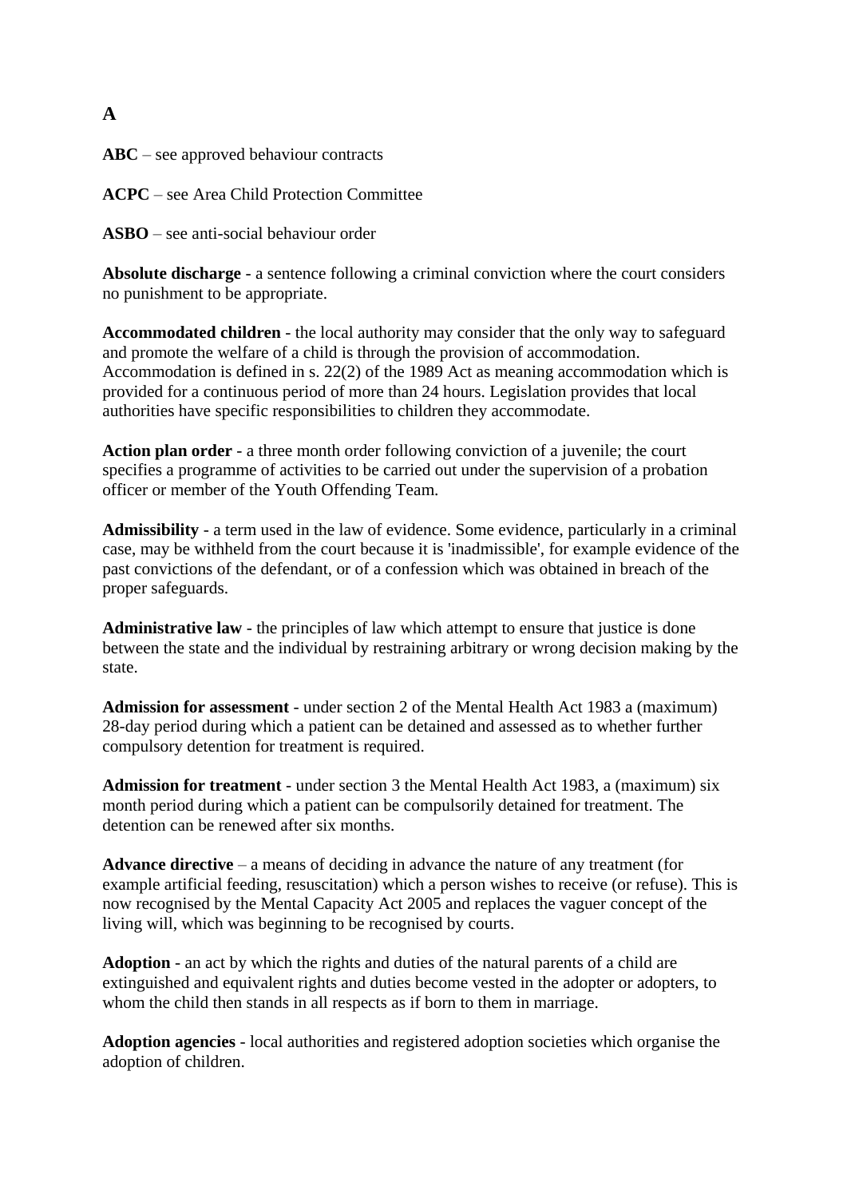# A

**ABC** – see approved behaviour contracts

**ACPC** – see Area Child Protection Committee

**ASBO** – see anti-social behaviour order

**Absolute discharge** - a sentence following a criminal conviction where the court considers no punishment to be appropriate.

**Accommodated children** - the local authority may consider that the only way to safeguard and promote the welfare of a child is through the provision of accommodation. Accommodation is defined in s. 22(2) of the 1989 Act as meaning accommodation which is provided for a continuous period of more than 24 hours. Legislation provides that local authorities have specific responsibilities to children they accommodate.

**Action plan order** - a three month order following conviction of a juvenile; the court specifies a programme of activities to be carried out under the supervision of a probation officer or member of the Youth Offending Team.

**Admissibility** - a term used in the law of evidence. Some evidence, particularly in a criminal case, may be withheld from the court because it is 'inadmissible', for example evidence of the past convictions of the defendant, or of a confession which was obtained in breach of the proper safeguards.

**Administrative law** - the principles of law which attempt to ensure that justice is done between the state and the individual by restraining arbitrary or wrong decision making by the state.

**Admission for assessment** - under section 2 of the Mental Health Act 1983 a (maximum) 28-day period during which a patient can be detained and assessed as to whether further compulsory detention for treatment is required.

**Admission for treatment** - under section 3 the Mental Health Act 1983, a (maximum) six month period during which a patient can be compulsorily detained for treatment. The detention can be renewed after six months.

**Advance directive** – a means of deciding in advance the nature of any treatment (for example artificial feeding, resuscitation) which a person wishes to receive (or refuse). This is now recognised by the Mental Capacity Act 2005 and replaces the vaguer concept of the living will, which was beginning to be recognised by courts.

**Adoption** - an act by which the rights and duties of the natural parents of a child are extinguished and equivalent rights and duties become vested in the adopter or adopters, to whom the child then stands in all respects as if born to them in marriage.

**Adoption agencies** - local authorities and registered adoption societies which organise the adoption of children.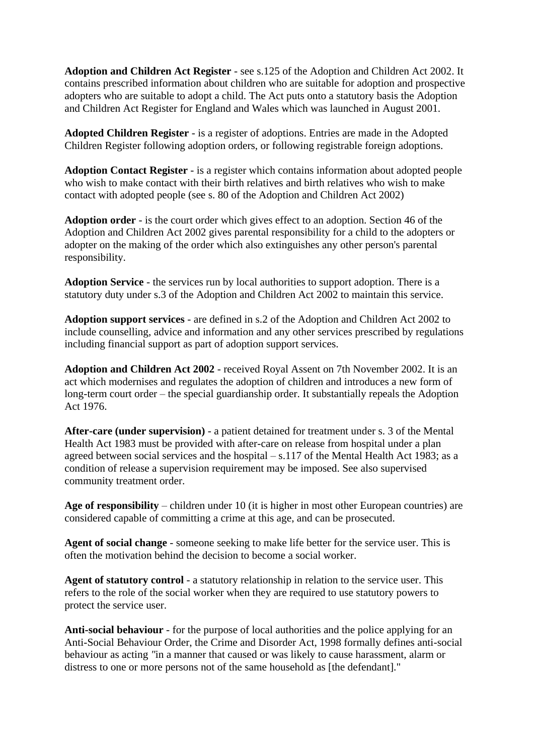**Adoption and Children Act Register** - see s.125 of the Adoption and Children Act 2002. It contains prescribed information about children who are suitable for adoption and prospective adopters who are suitable to adopt a child. The Act puts onto a statutory basis the Adoption and Children Act Register for England and Wales which was launched in August 2001.

**Adopted Children Register** - is a register of adoptions. Entries are made in the Adopted Children Register following adoption orders, or following registrable foreign adoptions.

**Adoption Contact Register** - is a register which contains information about adopted people who wish to make contact with their birth relatives and birth relatives who wish to make contact with adopted people (see s. 80 of the Adoption and Children Act 2002)

**Adoption order** - is the court order which gives effect to an adoption. Section 46 of the Adoption and Children Act 2002 gives parental responsibility for a child to the adopters or adopter on the making of the order which also extinguishes any other person's parental responsibility.

**Adoption Service** - the services run by local authorities to support adoption. There is a statutory duty under s.3 of the Adoption and Children Act 2002 to maintain this service.

**Adoption support services** - are defined in s.2 of the Adoption and Children Act 2002 to include counselling, advice and information and any other services prescribed by regulations including financial support as part of adoption support services.

**Adoption and Children Act 2002** - received Royal Assent on 7th November 2002. It is an act which modernises and regulates the adoption of children and introduces a new form of long-term court order – the special guardianship order. It substantially repeals the Adoption Act 1976.

**After-care (under supervision)** - a patient detained for treatment under s. 3 of the Mental Health Act 1983 must be provided with after-care on release from hospital under a plan agreed between social services and the hospital – s.117 of the Mental Health Act 1983; as a condition of release a supervision requirement may be imposed. See also supervised community treatment order.

**Age of responsibility** – children under 10 (it is higher in most other European countries) are considered capable of committing a crime at this age, and can be prosecuted.

**Agent of social change** - someone seeking to make life better for the service user. This is often the motivation behind the decision to become a social worker.

**Agent of statutory control** - a statutory relationship in relation to the service user. This refers to the role of the social worker when they are required to use statutory powers to protect the service user.

**Anti-social behaviour** - for the purpose of local authorities and the police applying for an Anti-Social Behaviour Order, the Crime and Disorder Act, 1998 formally defines anti-social behaviour as acting *"*in a manner that caused or was likely to cause harassment, alarm or distress to one or more persons not of the same household as [the defendant]."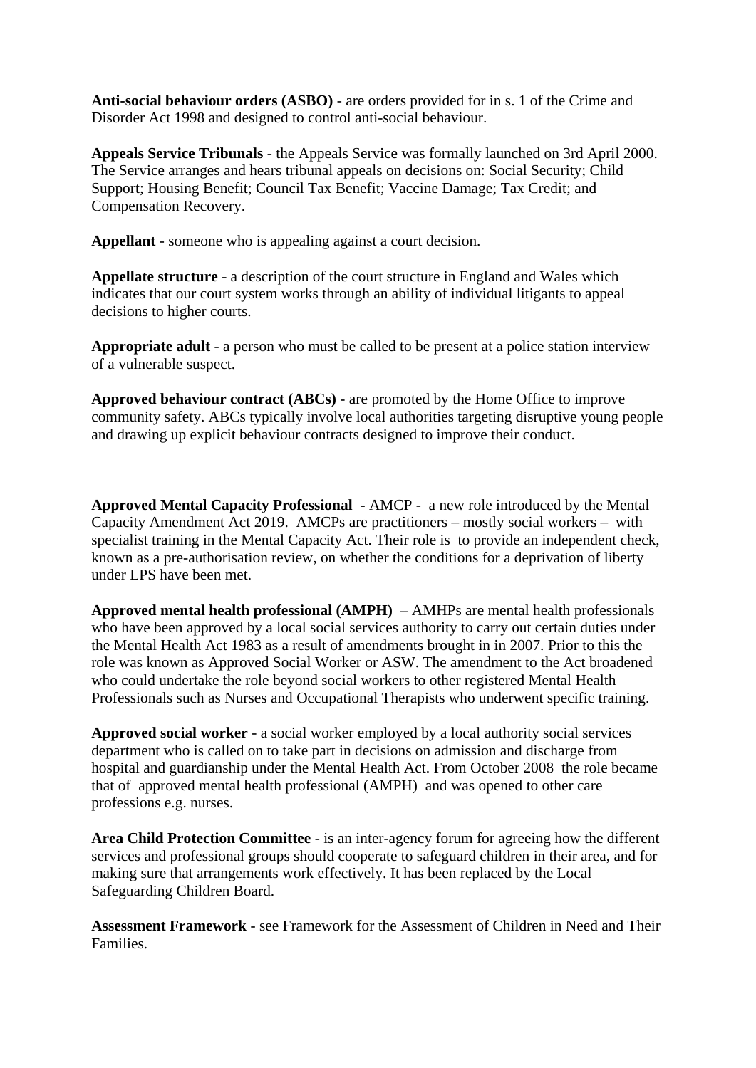**Anti-social behaviour orders (ASBO)** - are orders provided for in s. 1 of the Crime and Disorder Act 1998 and designed to control anti-social behaviour.

**Appeals Service Tribunals** - the Appeals Service was formally launched on 3rd April 2000. The Service arranges and hears tribunal appeals on decisions on: Social Security; Child Support; Housing Benefit; Council Tax Benefit; Vaccine Damage; Tax Credit; and Compensation Recovery.

**Appellant** - someone who is appealing against a court decision.

**Appellate structure** - a description of the court structure in England and Wales which indicates that our court system works through an ability of individual litigants to appeal decisions to higher courts.

**Appropriate adult** - a person who must be called to be present at a police station interview of a vulnerable suspect.

**Approved behaviour contract (ABCs)** - are promoted by the Home Office to improve community safety. ABCs typically involve local authorities targeting disruptive young people and drawing up explicit behaviour contracts designed to improve their conduct.

**Approved Mental Capacity Professional -** AMCP - a new role introduced by the Mental Capacity Amendment Act 2019. AMCPs are practitioners – mostly social workers – with specialist training in the Mental Capacity Act. Their role is to provide an independent check, known as a pre-authorisation review, on whether the conditions for a deprivation of liberty under LPS have been met.

**Approved mental health professional (AMPH)** – AMHPs are mental health professionals who have been approved by a local social services authority to carry out certain duties under the Mental Health Act 1983 as a result of amendments brought in in 2007. Prior to this the role was known as Approved Social Worker or ASW. The amendment to the Act broadened who could undertake the role beyond social workers to other registered Mental Health Professionals such as Nurses and Occupational Therapists who underwent specific training.

**Approved social worker** - a social worker employed by a local authority social services department who is called on to take part in decisions on admission and discharge from hospital and guardianship under the Mental Health Act. From October 2008 the role became that of approved mental health professional (AMPH) and was opened to other care professions e.g. nurses.

**Area Child Protection Committee** - is an inter-agency forum for agreeing how the different services and professional groups should cooperate to safeguard children in their area, and for making sure that arrangements work effectively. It has been replaced by the Local Safeguarding Children Board.

**Assessment Framework** - see Framework for the Assessment of Children in Need and Their Families.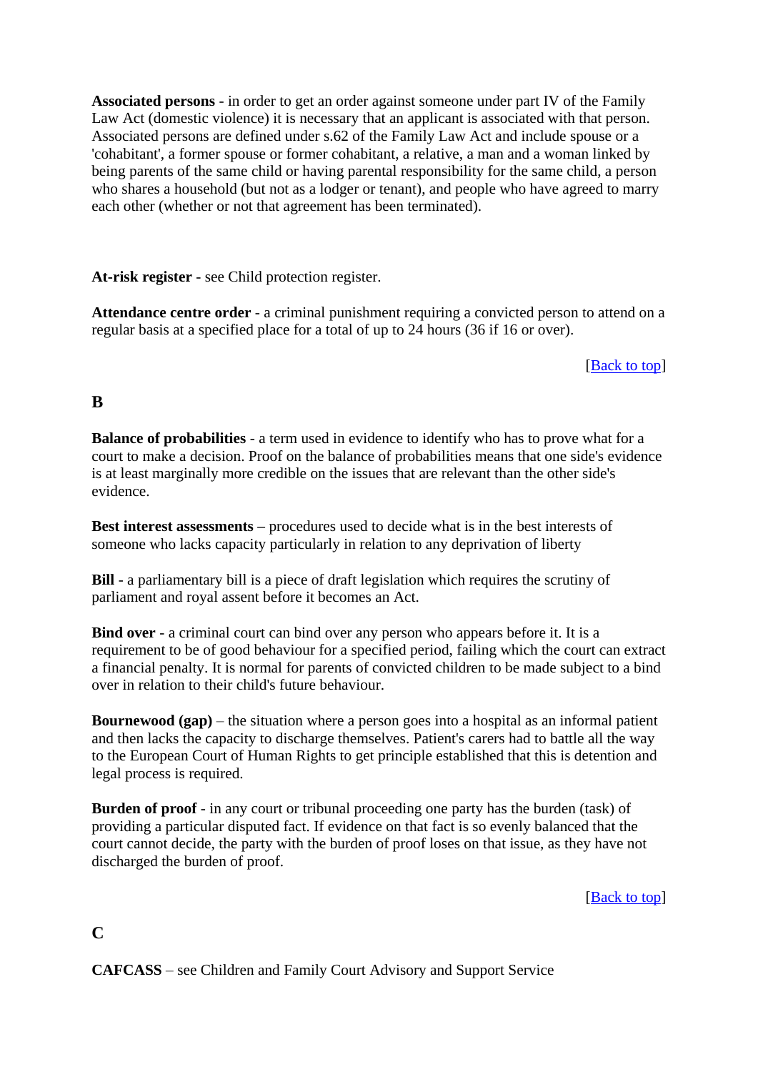**Associated persons** - in order to get an order against someone under part IV of the Family Law Act (domestic violence) it is necessary that an applicant is associated with that person. Associated persons are defined under s.62 of the Family Law Act and include spouse or a 'cohabitant', a former spouse or former cohabitant, a relative, a man and a woman linked by being parents of the same child or having parental responsibility for the same child, a person who shares a household (but not as a lodger or tenant), and people who have agreed to marry each other (whether or not that agreement has been terminated).

**At-risk register** - see Child protection register.

**Attendance centre order** - a criminal punishment requiring a convicted person to attend on a regular basis at a specified place for a total of up to 24 hours (36 if 16 or over).

[Back to top]

## B

**Balance of probabilities** - a term used in evidence to identify who has to prove what for a court to make a decision. Proof on the balance of probabilities means that one side's evidence is at least marginally more credible on the issues that are relevant than the other side's evidence.

**Best interest assessments –** procedures used to decide what is in the best interests of someone who lacks capacity particularly in relation to any deprivation of liberty

**Bill** - a parliamentary bill is a piece of draft legislation which requires the scrutiny of parliament and royal assent before it becomes an Act.

**Bind over** - a criminal court can bind over any person who appears before it. It is a requirement to be of good behaviour for a specified period, failing which the court can extract a financial penalty. It is normal for parents of convicted children to be made subject to a bind over in relation to their child's future behaviour.

**Bournewood (gap)** – the situation where a person goes into a hospital as an informal patient and then lacks the capacity to discharge themselves. Patient's carers had to battle all the way to the European Court of Human Rights to get principle established that this is detention and legal process is required.

**Burden of proof** - in any court or tribunal proceeding one party has the burden (task) of providing a particular disputed fact. If evidence on that fact is so evenly balanced that the court cannot decide, the party with the burden of proof loses on that issue, as they have not discharged the burden of proof.

[Back to top]

## C

**CAFCASS** – see Children and Family Court Advisory and Support Service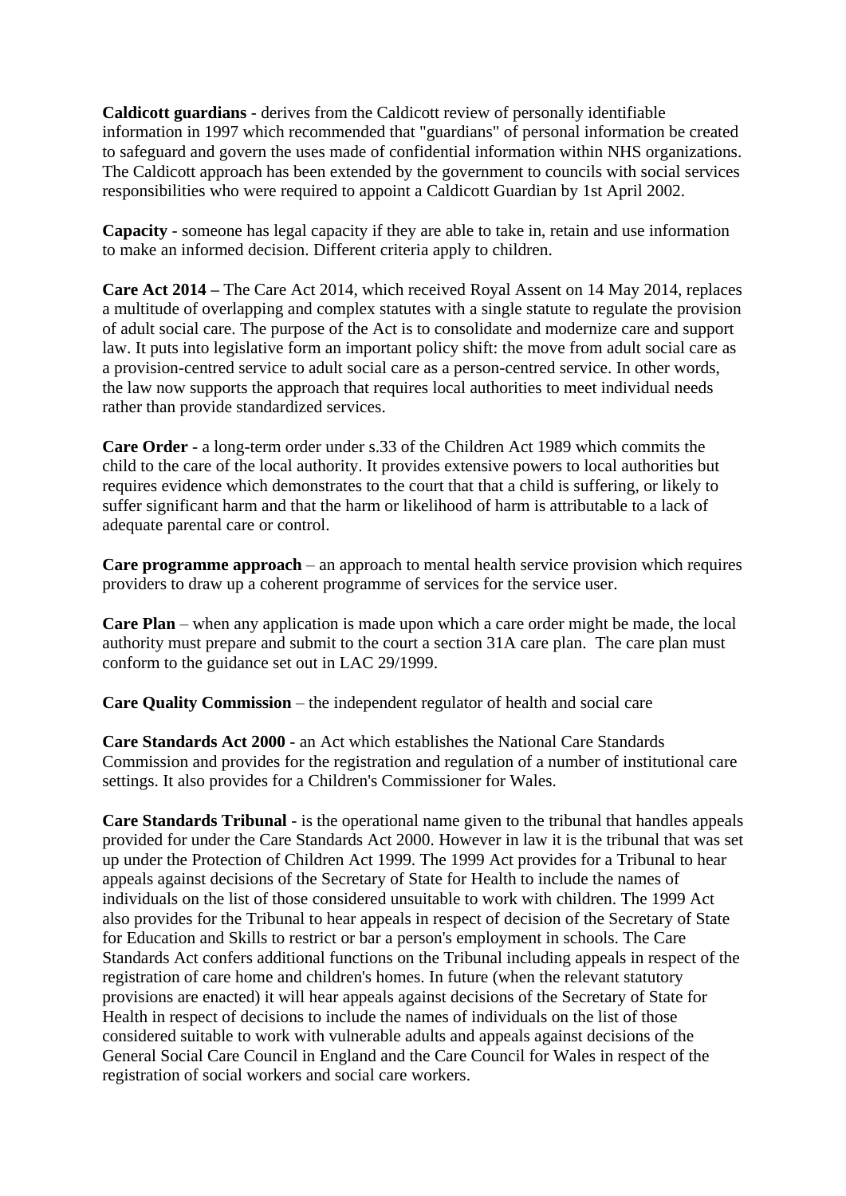**Caldicott guardians** - derives from the Caldicott review of personally identifiable information in 1997 which recommended that "guardians" of personal information be created to safeguard and govern the uses made of confidential information within NHS organizations. The Caldicott approach has been extended by the government to councils with social services responsibilities who were required to appoint a Caldicott Guardian by 1st April 2002.

**Capacity** - someone has legal capacity if they are able to take in, retain and use information to make an informed decision. Different criteria apply to children.

**Care Act 2014 –** The Care Act 2014, which received Royal Assent on 14 May 2014, replaces a multitude of overlapping and complex statutes with a single statute to regulate the provision of adult social care. The purpose of the Act is to consolidate and modernize care and support law. It puts into legislative form an important policy shift: the move from adult social care as a provision-centred service to adult social care as a person-centred service. In other words, the law now supports the approach that requires local authorities to meet individual needs rather than provide standardized services.

**Care Order** - a long-term order under s.33 of the Children Act 1989 which commits the child to the care of the local authority. It provides extensive powers to local authorities but requires evidence which demonstrates to the court that that a child is suffering, or likely to suffer significant harm and that the harm or likelihood of harm is attributable to a lack of adequate parental care or control.

**Care programme approach** – an approach to mental health service provision which requires providers to draw up a coherent programme of services for the service user.

**Care Plan** – when any application is made upon which a care order might be made, the local authority must prepare and submit to the court a section 31A care plan. The care plan must conform to the guidance set out in LAC 29/1999.

**Care Quality Commission** – the independent regulator of health and social care

**Care Standards Act 2000** - an Act which establishes the National Care Standards Commission and provides for the registration and regulation of a number of institutional care settings. It also provides for a Children's Commissioner for Wales.

**Care Standards Tribunal** - is the operational name given to the tribunal that handles appeals provided for under the Care Standards Act 2000. However in law it is the tribunal that was set up under the Protection of Children Act 1999. The 1999 Act provides for a Tribunal to hear appeals against decisions of the Secretary of State for Health to include the names of individuals on the list of those considered unsuitable to work with children. The 1999 Act also provides for the Tribunal to hear appeals in respect of decision of the Secretary of State for Education and Skills to restrict or bar a person's employment in schools. The Care Standards Act confers additional functions on the Tribunal including appeals in respect of the registration of care home and children's homes. In future (when the relevant statutory provisions are enacted) it will hear appeals against decisions of the Secretary of State for Health in respect of decisions to include the names of individuals on the list of those considered suitable to work with vulnerable adults and appeals against decisions of the General Social Care Council in England and the Care Council for Wales in respect of the registration of social workers and social care workers.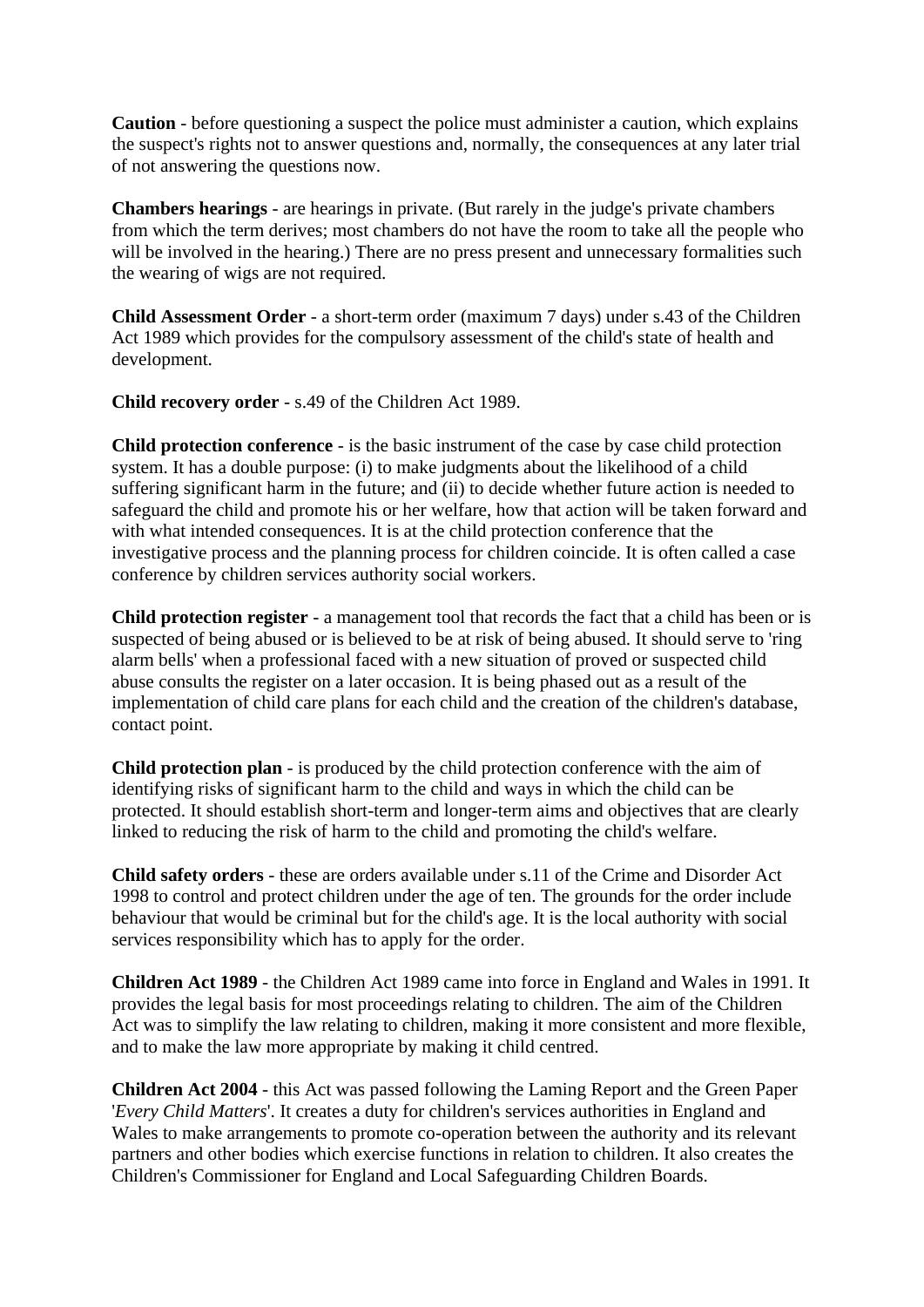**Caution** - before questioning a suspect the police must administer a caution, which explains the suspect's rights not to answer questions and, normally, the consequences at any later trial of not answering the questions now.

**Chambers hearings** - are hearings in private. (But rarely in the judge's private chambers from which the term derives; most chambers do not have the room to take all the people who will be involved in the hearing.) There are no press present and unnecessary formalities such the wearing of wigs are not required.

**Child Assessment Order** - a short-term order (maximum 7 days) under s.43 of the Children Act 1989 which provides for the compulsory assessment of the child's state of health and development.

**Child recovery order** - s.49 of the Children Act 1989.

**Child protection conference** - is the basic instrument of the case by case child protection system. It has a double purpose: (i) to make judgments about the likelihood of a child suffering significant harm in the future; and (ii) to decide whether future action is needed to safeguard the child and promote his or her welfare, how that action will be taken forward and with what intended consequences. It is at the child protection conference that the investigative process and the planning process for children coincide. It is often called a case conference by children services authority social workers.

**Child protection register** - a management tool that records the fact that a child has been or is suspected of being abused or is believed to be at risk of being abused. It should serve to 'ring alarm bells' when a professional faced with a new situation of proved or suspected child abuse consults the register on a later occasion. It is being phased out as a result of the implementation of child care plans for each child and the creation of the children's database, contact point.

**Child protection plan** - is produced by the child protection conference with the aim of identifying risks of significant harm to the child and ways in which the child can be protected. It should establish short-term and longer-term aims and objectives that are clearly linked to reducing the risk of harm to the child and promoting the child's welfare.

**Child safety orders** - these are orders available under s.11 of the Crime and Disorder Act 1998 to control and protect children under the age of ten. The grounds for the order include behaviour that would be criminal but for the child's age. It is the local authority with social services responsibility which has to apply for the order.

**Children Act 1989** - the Children Act 1989 came into force in England and Wales in 1991. It provides the legal basis for most proceedings relating to children. The aim of the Children Act was to simplify the law relating to children, making it more consistent and more flexible, and to make the law more appropriate by making it child centred.

**Children Act 2004** - this Act was passed following the Laming Report and the Green Paper '*Every Child Matters*'. It creates a duty for children's services authorities in England and Wales to make arrangements to promote co-operation between the authority and its relevant partners and other bodies which exercise functions in relation to children. It also creates the Children's Commissioner for England and Local Safeguarding Children Boards.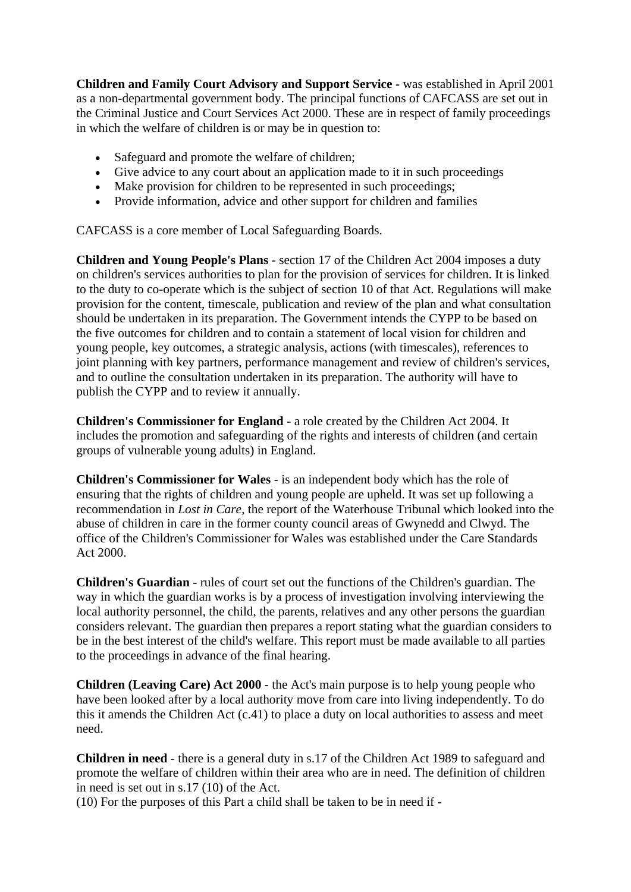**Children and Family Court Advisory and Support Service** - was established in April 2001 as a non-departmental government body. The principal functions of CAFCASS are set out in the Criminal Justice and Court Services Act 2000. These are in respect of family proceedings in which the welfare of children is or may be in question to:

- Safeguard and promote the welfare of children;
- Give advice to any court about an application made to it in such proceedings
- Make provision for children to be represented in such proceedings;
- Provide information, advice and other support for children and families

CAFCASS is a core member of Local Safeguarding Boards.

**Children and Young People's Plans** - section 17 of the Children Act 2004 imposes a duty on children's services authorities to plan for the provision of services for children. It is linked to the duty to co-operate which is the subject of section 10 of that Act. Regulations will make provision for the content, timescale, publication and review of the plan and what consultation should be undertaken in its preparation. The Government intends the CYPP to be based on the five outcomes for children and to contain a statement of local vision for children and young people, key outcomes, a strategic analysis, actions (with timescales), references to joint planning with key partners, performance management and review of children's services, and to outline the consultation undertaken in its preparation. The authority will have to publish the CYPP and to review it annually.

**Children's Commissioner for England** - a role created by the Children Act 2004. It includes the promotion and safeguarding of the rights and interests of children (and certain groups of vulnerable young adults) in England.

**Children's Commissioner for Wales** - is an independent body which has the role of ensuring that the rights of children and young people are upheld. It was set up following a recommendation in *Lost in Care*, the report of the Waterhouse Tribunal which looked into the abuse of children in care in the former county council areas of Gwynedd and Clwyd. The office of the Children's Commissioner for Wales was established under the Care Standards Act 2000.

**Children's Guardian** - rules of court set out the functions of the Children's guardian. The way in which the guardian works is by a process of investigation involving interviewing the local authority personnel, the child, the parents, relatives and any other persons the guardian considers relevant. The guardian then prepares a report stating what the guardian considers to be in the best interest of the child's welfare. This report must be made available to all parties to the proceedings in advance of the final hearing.

**Children (Leaving Care) Act 2000** - the Act's main purpose is to help young people who have been looked after by a local authority move from care into living independently. To do this it amends the Children Act (c.41) to place a duty on local authorities to assess and meet need.

**Children in need** - there is a general duty in s.17 of the Children Act 1989 to safeguard and promote the welfare of children within their area who are in need. The definition of children in need is set out in s.17 (10) of the Act.
(10) For the purposes of this Part a child shall be taken to be in need if -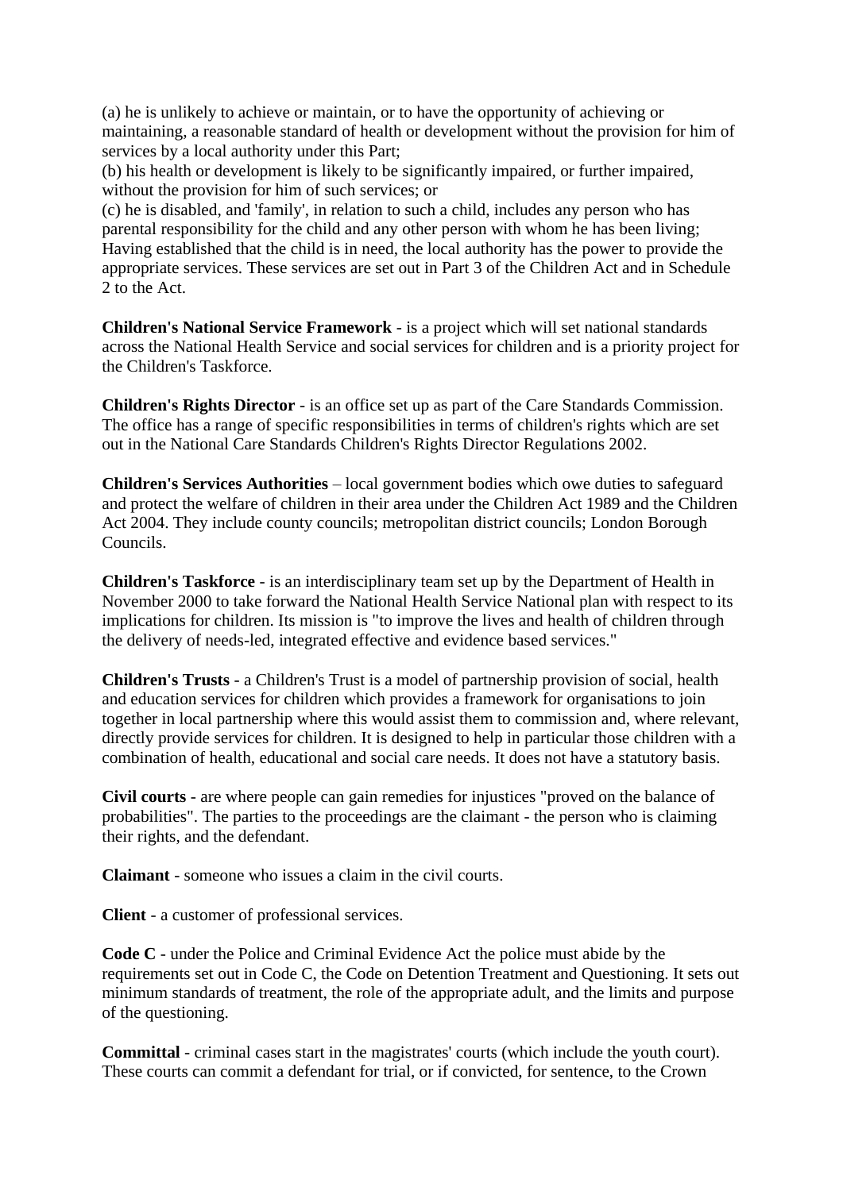(a) he is unlikely to achieve or maintain, or to have the opportunity of achieving or maintaining, a reasonable standard of health or development without the provision for him of services by a local authority under this Part;
(b) his health or development is likely to be significantly impaired, or further impaired, without the provision for him of such services; or
(c) he is disabled, and 'family', in relation to such a child, includes any person who has parental responsibility for the child and any other person with whom he has been living;
Having established that the child is in need, the local authority has the power to provide the appropriate services. These services are set out in Part 3 of the Children Act and in Schedule 2 to the Act.

**Children's National Service Framework** - is a project which will set national standards across the National Health Service and social services for children and is a priority project for the Children's Taskforce.

**Children's Rights Director** - is an office set up as part of the Care Standards Commission. The office has a range of specific responsibilities in terms of children's rights which are set out in the National Care Standards Children's Rights Director Regulations 2002.

**Children's Services Authorities** – local government bodies which owe duties to safeguard and protect the welfare of children in their area under the Children Act 1989 and the Children Act 2004. They include county councils; metropolitan district councils; London Borough Councils.

**Children's Taskforce** - is an interdisciplinary team set up by the Department of Health in November 2000 to take forward the National Health Service National plan with respect to its implications for children. Its mission is "to improve the lives and health of children through the delivery of needs-led, integrated effective and evidence based services."

**Children's Trusts** - a Children's Trust is a model of partnership provision of social, health and education services for children which provides a framework for organisations to join together in local partnership where this would assist them to commission and, where relevant, directly provide services for children. It is designed to help in particular those children with a combination of health, educational and social care needs. It does not have a statutory basis.

**Civil courts** - are where people can gain remedies for injustices "proved on the balance of probabilities". The parties to the proceedings are the claimant - the person who is claiming their rights, and the defendant.

**Claimant** - someone who issues a claim in the civil courts.

**Client** - a customer of professional services.

**Code C** - under the Police and Criminal Evidence Act the police must abide by the requirements set out in Code C, the Code on Detention Treatment and Questioning. It sets out minimum standards of treatment, the role of the appropriate adult, and the limits and purpose of the questioning.

**Committal** - criminal cases start in the magistrates' courts (which include the youth court). These courts can commit a defendant for trial, or if convicted, for sentence, to the Crown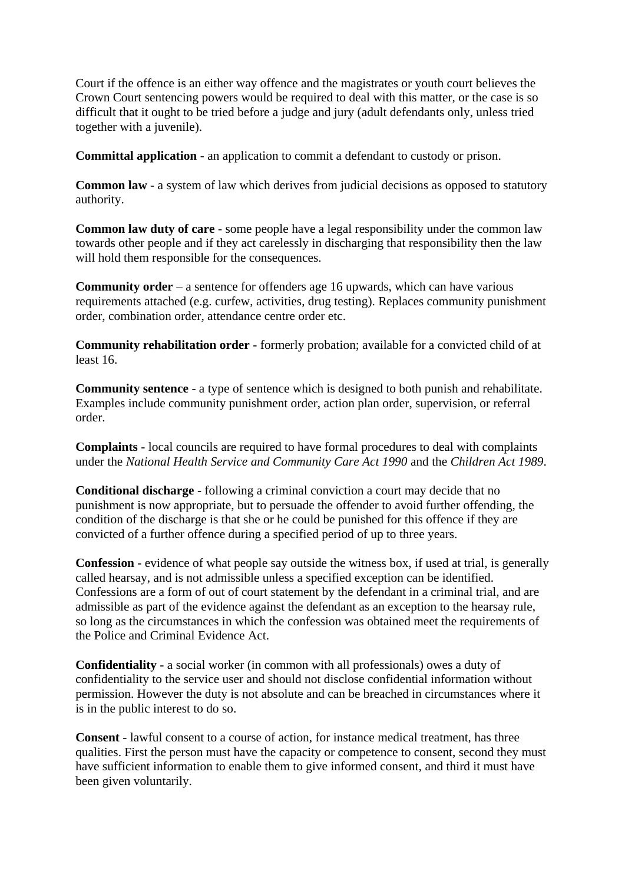Court if the offence is an either way offence and the magistrates or youth court believes the Crown Court sentencing powers would be required to deal with this matter, or the case is so difficult that it ought to be tried before a judge and jury (adult defendants only, unless tried together with a juvenile).

**Committal application** - an application to commit a defendant to custody or prison.

**Common law** - a system of law which derives from judicial decisions as opposed to statutory authority.

**Common law duty of care** - some people have a legal responsibility under the common law towards other people and if they act carelessly in discharging that responsibility then the law will hold them responsible for the consequences.

**Community order** – a sentence for offenders age 16 upwards, which can have various requirements attached (e.g. curfew, activities, drug testing). Replaces community punishment order, combination order, attendance centre order etc.

**Community rehabilitation order** - formerly probation; available for a convicted child of at least 16.

**Community sentence** - a type of sentence which is designed to both punish and rehabilitate. Examples include community punishment order, action plan order, supervision, or referral order.

**Complaints** - local councils are required to have formal procedures to deal with complaints under the *National Health Service and Community Care Act 1990* and the *Children Act 1989*.

**Conditional discharge** - following a criminal conviction a court may decide that no punishment is now appropriate, but to persuade the offender to avoid further offending, the condition of the discharge is that she or he could be punished for this offence if they are convicted of a further offence during a specified period of up to three years.

**Confession** - evidence of what people say outside the witness box, if used at trial, is generally called hearsay, and is not admissible unless a specified exception can be identified. Confessions are a form of out of court statement by the defendant in a criminal trial, and are admissible as part of the evidence against the defendant as an exception to the hearsay rule, so long as the circumstances in which the confession was obtained meet the requirements of the Police and Criminal Evidence Act.

**Confidentiality** - a social worker (in common with all professionals) owes a duty of confidentiality to the service user and should not disclose confidential information without permission. However the duty is not absolute and can be breached in circumstances where it is in the public interest to do so.

**Consent** - lawful consent to a course of action, for instance medical treatment, has three qualities. First the person must have the capacity or competence to consent, second they must have sufficient information to enable them to give informed consent, and third it must have been given voluntarily.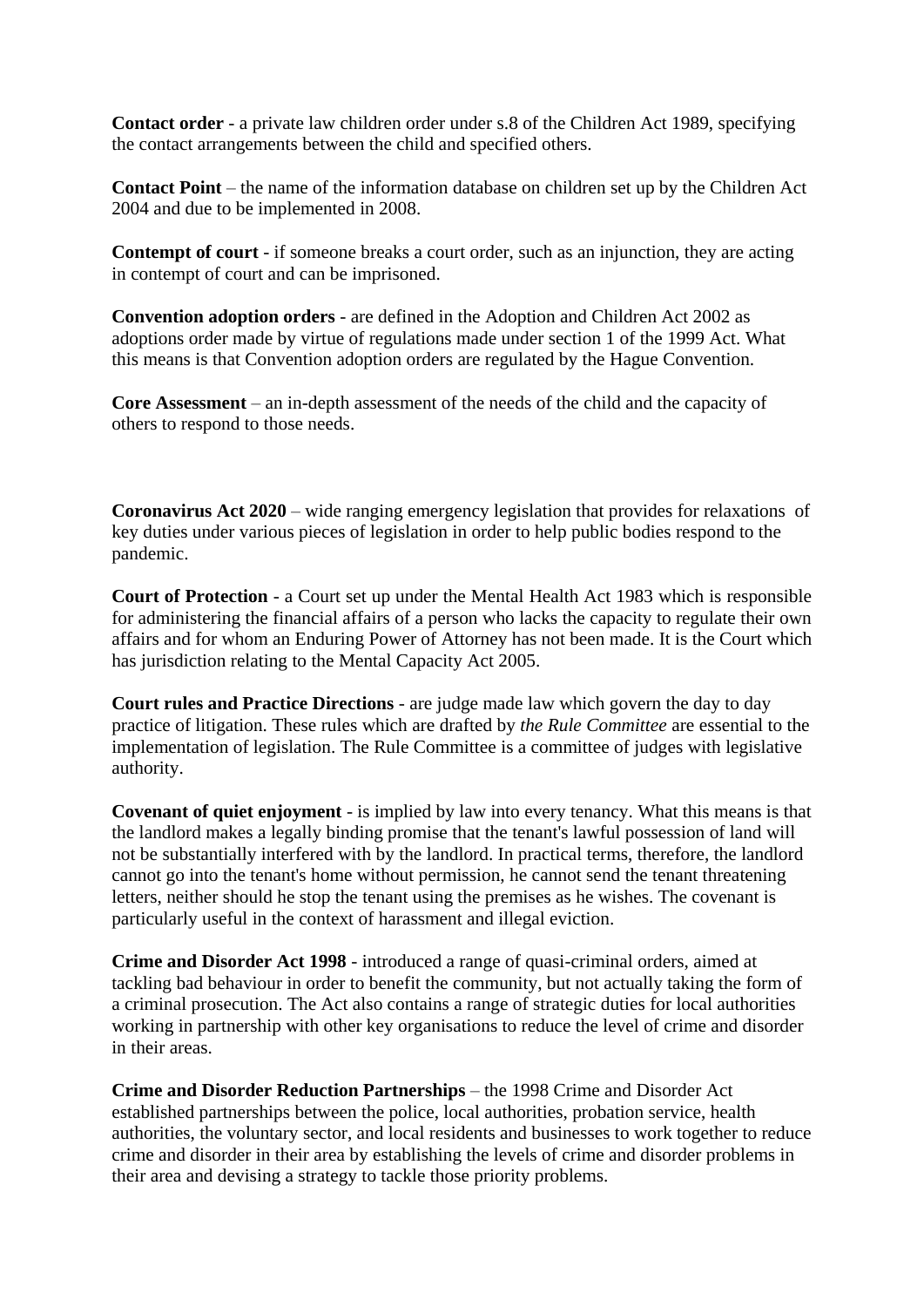**Contact order** - a private law children order under s.8 of the Children Act 1989, specifying the contact arrangements between the child and specified others.

**Contact Point** – the name of the information database on children set up by the Children Act 2004 and due to be implemented in 2008.

**Contempt of court** - if someone breaks a court order, such as an injunction, they are acting in contempt of court and can be imprisoned.

**Convention adoption orders** - are defined in the Adoption and Children Act 2002 as adoptions order made by virtue of regulations made under section 1 of the 1999 Act. What this means is that Convention adoption orders are regulated by the Hague Convention.

**Core Assessment** – an in-depth assessment of the needs of the child and the capacity of others to respond to those needs.

**Coronavirus Act 2020** – wide ranging emergency legislation that provides for relaxations of key duties under various pieces of legislation in order to help public bodies respond to the pandemic.

**Court of Protection** - a Court set up under the Mental Health Act 1983 which is responsible for administering the financial affairs of a person who lacks the capacity to regulate their own affairs and for whom an Enduring Power of Attorney has not been made. It is the Court which has jurisdiction relating to the Mental Capacity Act 2005.

**Court rules and Practice Directions** - are judge made law which govern the day to day practice of litigation. These rules which are drafted by *the Rule Committee* are essential to the implementation of legislation. The Rule Committee is a committee of judges with legislative authority.

**Covenant of quiet enjoyment** - is implied by law into every tenancy. What this means is that the landlord makes a legally binding promise that the tenant's lawful possession of land will not be substantially interfered with by the landlord. In practical terms, therefore, the landlord cannot go into the tenant's home without permission, he cannot send the tenant threatening letters, neither should he stop the tenant using the premises as he wishes. The covenant is particularly useful in the context of harassment and illegal eviction.

**Crime and Disorder Act 1998** - introduced a range of quasi-criminal orders, aimed at tackling bad behaviour in order to benefit the community, but not actually taking the form of a criminal prosecution. The Act also contains a range of strategic duties for local authorities working in partnership with other key organisations to reduce the level of crime and disorder in their areas.

**Crime and Disorder Reduction Partnerships** – the 1998 Crime and Disorder Act established partnerships between the police, local authorities, probation service, health authorities, the voluntary sector, and local residents and businesses to work together to reduce crime and disorder in their area by establishing the levels of crime and disorder problems in their area and devising a strategy to tackle those priority problems.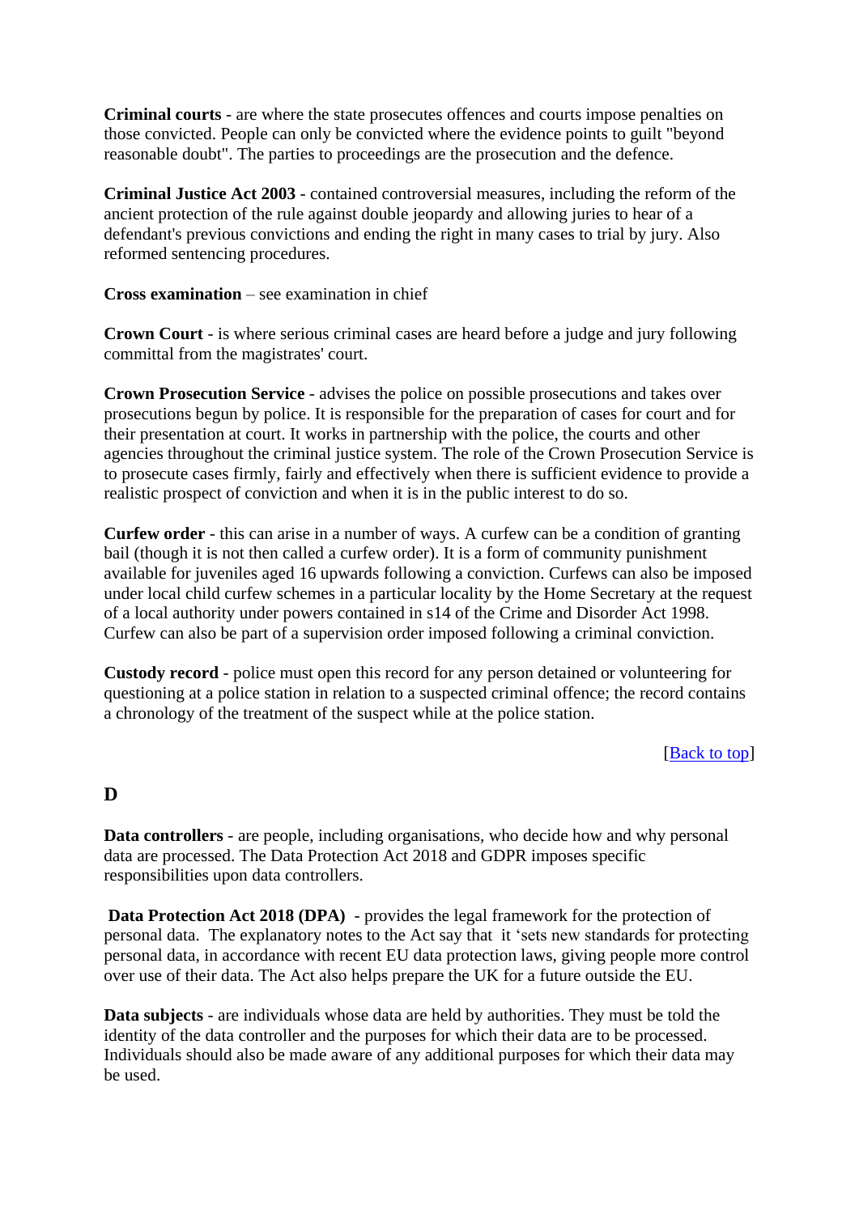**Criminal courts** - are where the state prosecutes offences and courts impose penalties on those convicted. People can only be convicted where the evidence points to guilt "beyond reasonable doubt". The parties to proceedings are the prosecution and the defence.

**Criminal Justice Act 2003** - contained controversial measures, including the reform of the ancient protection of the rule against double jeopardy and allowing juries to hear of a defendant's previous convictions and ending the right in many cases to trial by jury. Also reformed sentencing procedures.

**Cross examination** – see examination in chief

**Crown Court** - is where serious criminal cases are heard before a judge and jury following committal from the magistrates' court.

**Crown Prosecution Service** - advises the police on possible prosecutions and takes over prosecutions begun by police. It is responsible for the preparation of cases for court and for their presentation at court. It works in partnership with the police, the courts and other agencies throughout the criminal justice system. The role of the Crown Prosecution Service is to prosecute cases firmly, fairly and effectively when there is sufficient evidence to provide a realistic prospect of conviction and when it is in the public interest to do so.

**Curfew order** - this can arise in a number of ways. A curfew can be a condition of granting bail (though it is not then called a curfew order). It is a form of community punishment available for juveniles aged 16 upwards following a conviction. Curfews can also be imposed under local child curfew schemes in a particular locality by the Home Secretary at the request of a local authority under powers contained in s14 of the Crime and Disorder Act 1998. Curfew can also be part of a supervision order imposed following a criminal conviction.

**Custody record** - police must open this record for any person detained or volunteering for questioning at a police station in relation to a suspected criminal offence; the record contains a chronology of the treatment of the suspect while at the police station.

[Back to top]

## D

**Data controllers** - are people, including organisations, who decide how and why personal data are processed. The Data Protection Act 2018 and GDPR imposes specific responsibilities upon data controllers.

**Data Protection Act 2018 (DPA)** - provides the legal framework for the protection of personal data. The explanatory notes to the Act say that it 'sets new standards for protecting personal data, in accordance with recent EU data protection laws, giving people more control over use of their data. The Act also helps prepare the UK for a future outside the EU.

**Data subjects** - are individuals whose data are held by authorities. They must be told the identity of the data controller and the purposes for which their data are to be processed. Individuals should also be made aware of any additional purposes for which their data may be used.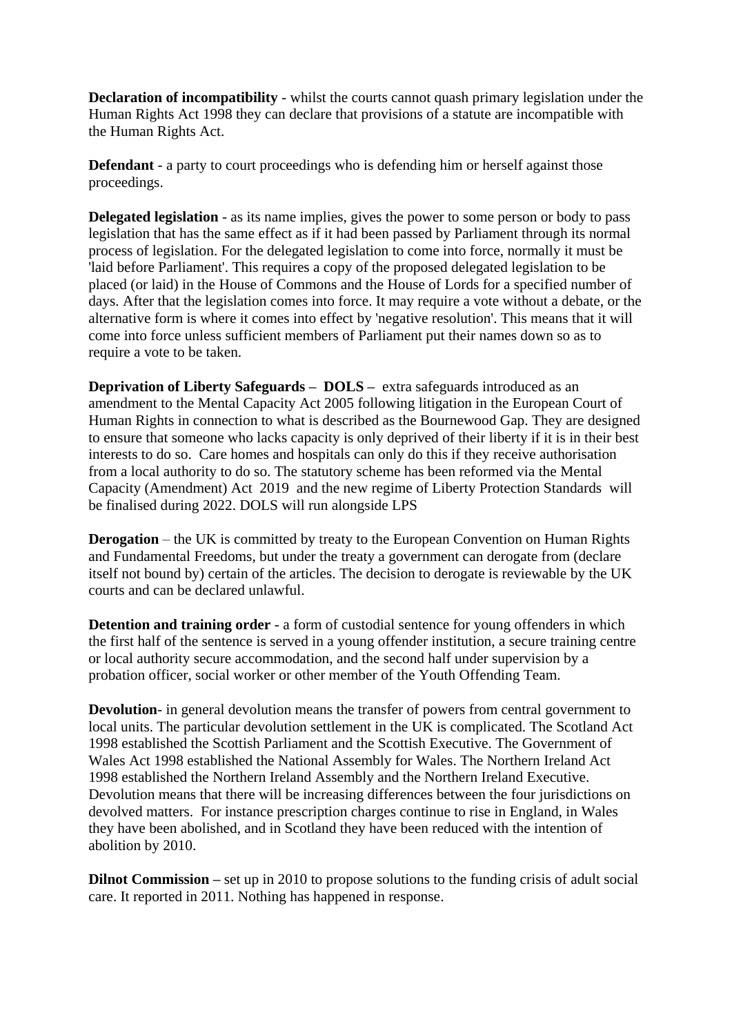**Declaration of incompatibility** - whilst the courts cannot quash primary legislation under the Human Rights Act 1998 they can declare that provisions of a statute are incompatible with the Human Rights Act.

**Defendant** - a party to court proceedings who is defending him or herself against those proceedings.

**Delegated legislation** - as its name implies, gives the power to some person or body to pass legislation that has the same effect as if it had been passed by Parliament through its normal process of legislation. For the delegated legislation to come into force, normally it must be 'laid before Parliament'. This requires a copy of the proposed delegated legislation to be placed (or laid) in the House of Commons and the House of Lords for a specified number of days. After that the legislation comes into force. It may require a vote without a debate, or the alternative form is where it comes into effect by 'negative resolution'. This means that it will come into force unless sufficient members of Parliament put their names down so as to require a vote to be taken.

**Deprivation of Liberty Safeguards – DOLS –** extra safeguards introduced as an amendment to the Mental Capacity Act 2005 following litigation in the European Court of Human Rights in connection to what is described as the Bournewood Gap. They are designed to ensure that someone who lacks capacity is only deprived of their liberty if it is in their best interests to do so. Care homes and hospitals can only do this if they receive authorisation from a local authority to do so. The statutory scheme has been reformed via the Mental Capacity (Amendment) Act 2019 and the new regime of Liberty Protection Standards will be finalised during 2022. DOLS will run alongside LPS

**Derogation** – the UK is committed by treaty to the European Convention on Human Rights and Fundamental Freedoms, but under the treaty a government can derogate from (declare itself not bound by) certain of the articles. The decision to derogate is reviewable by the UK courts and can be declared unlawful.

**Detention and training order** - a form of custodial sentence for young offenders in which the first half of the sentence is served in a young offender institution, a secure training centre or local authority secure accommodation, and the second half under supervision by a probation officer, social worker or other member of the Youth Offending Team.

**Devolution**- in general devolution means the transfer of powers from central government to local units. The particular devolution settlement in the UK is complicated. The Scotland Act 1998 established the Scottish Parliament and the Scottish Executive. The Government of Wales Act 1998 established the National Assembly for Wales. The Northern Ireland Act 1998 established the Northern Ireland Assembly and the Northern Ireland Executive. Devolution means that there will be increasing differences between the four jurisdictions on devolved matters. For instance prescription charges continue to rise in England, in Wales they have been abolished, and in Scotland they have been reduced with the intention of abolition by 2010.

**Dilnot Commission –** set up in 2010 to propose solutions to the funding crisis of adult social care. It reported in 2011. Nothing has happened in response.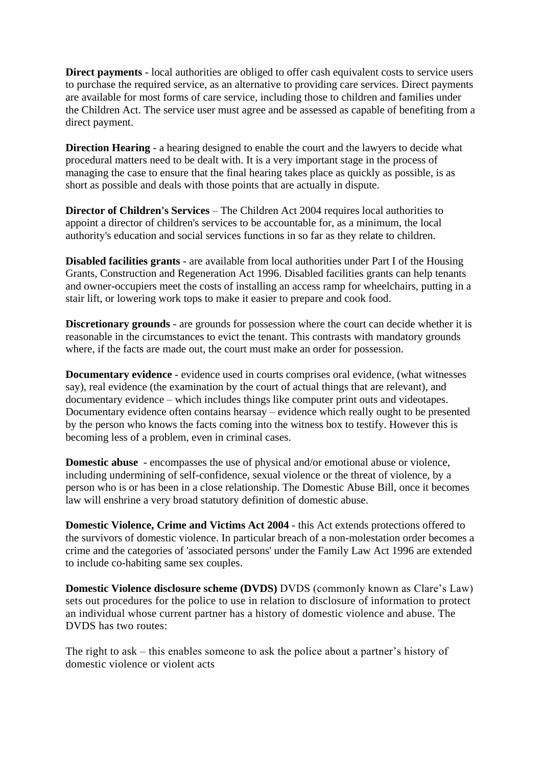**Direct payments** - local authorities are obliged to offer cash equivalent costs to service users to purchase the required service, as an alternative to providing care services. Direct payments are available for most forms of care service, including those to children and families under the Children Act. The service user must agree and be assessed as capable of benefiting from a direct payment.

**Direction Hearing** - a hearing designed to enable the court and the lawyers to decide what procedural matters need to be dealt with. It is a very important stage in the process of managing the case to ensure that the final hearing takes place as quickly as possible, is as short as possible and deals with those points that are actually in dispute.

**Director of Children's Services** – The Children Act 2004 requires local authorities to appoint a director of children's services to be accountable for, as a minimum, the local authority's education and social services functions in so far as they relate to children.

**Disabled facilities grants** - are available from local authorities under Part I of the Housing Grants, Construction and Regeneration Act 1996. Disabled facilities grants can help tenants and owner-occupiers meet the costs of installing an access ramp for wheelchairs, putting in a stair lift, or lowering work tops to make it easier to prepare and cook food.

**Discretionary grounds** - are grounds for possession where the court can decide whether it is reasonable in the circumstances to evict the tenant. This contrasts with mandatory grounds where, if the facts are made out, the court must make an order for possession.

**Documentary evidence** - evidence used in courts comprises oral evidence, (what witnesses say), real evidence (the examination by the court of actual things that are relevant), and documentary evidence – which includes things like computer print outs and videotapes. Documentary evidence often contains hearsay – evidence which really ought to be presented by the person who knows the facts coming into the witness box to testify. However this is becoming less of a problem, even in criminal cases.

**Domestic abuse** - encompasses the use of physical and/or emotional abuse or violence, including undermining of self-confidence, sexual violence or the threat of violence, by a person who is or has been in a close relationship. The Domestic Abuse Bill, once it becomes law will enshrine a very broad statutory definition of domestic abuse.

**Domestic Violence, Crime and Victims Act 2004** - this Act extends protections offered to the survivors of domestic violence. In particular breach of a non-molestation order becomes a crime and the categories of 'associated persons' under the Family Law Act 1996 are extended to include co-habiting same sex couples.

**Domestic Violence disclosure scheme (DVDS)** DVDS (commonly known as Clare's Law) sets out procedures for the police to use in relation to disclosure of information to protect an individual whose current partner has a history of domestic violence and abuse. The DVDS has two routes:

The right to ask – this enables someone to ask the police about a partner's history of domestic violence or violent acts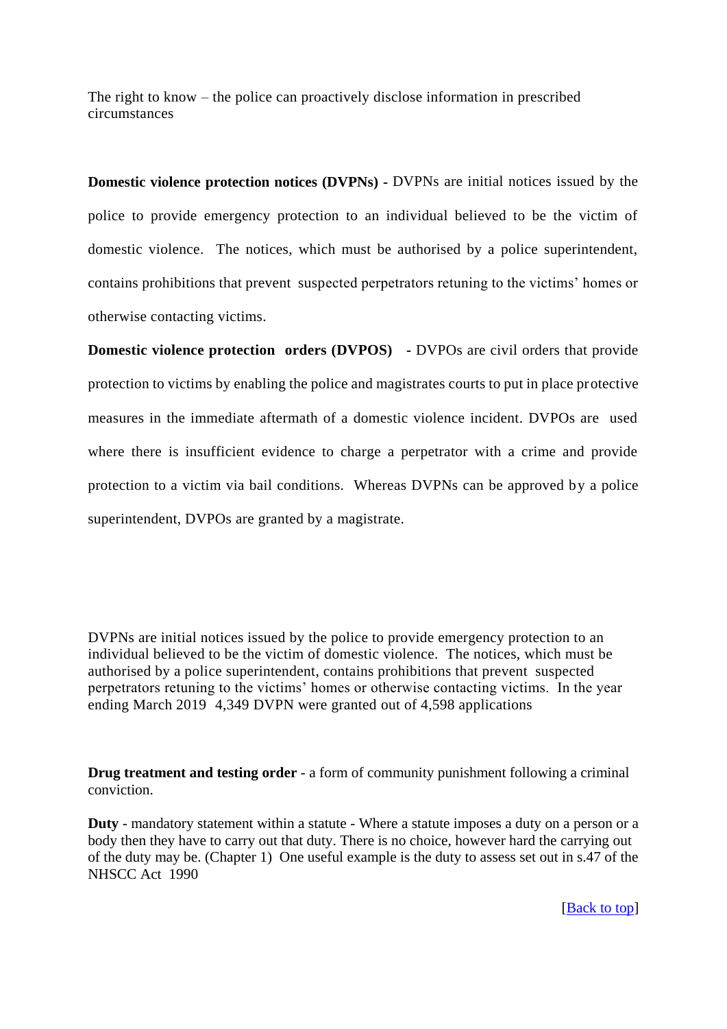The right to know – the police can proactively disclose information in prescribed circumstances

**Domestic violence protection notices (DVPNs) -** DVPNs are initial notices issued by the police to provide emergency protection to an individual believed to be the victim of domestic violence. The notices, which must be authorised by a police superintendent, contains prohibitions that prevent suspected perpetrators retuning to the victims' homes or otherwise contacting victims.

**Domestic violence protection orders (DVPOS) -** DVPOs are civil orders that provide protection to victims by enabling the police and magistrates courts to put in place protective measures in the immediate aftermath of a domestic violence incident. DVPOs are used where there is insufficient evidence to charge a perpetrator with a crime and provide protection to a victim via bail conditions. Whereas DVPNs can be approved by a police superintendent, DVPOs are granted by a magistrate.

DVPNs are initial notices issued by the police to provide emergency protection to an individual believed to be the victim of domestic violence. The notices, which must be authorised by a police superintendent, contains prohibitions that prevent suspected perpetrators retuning to the victims' homes or otherwise contacting victims. In the year ending March 2019 4,349 DVPN were granted out of 4,598 applications

**Drug treatment and testing order** - a form of community punishment following a criminal conviction.

**Duty** - mandatory statement within a statute - Where a statute imposes a duty on a person or a body then they have to carry out that duty. There is no choice, however hard the carrying out of the duty may be. (Chapter 1) One useful example is the duty to assess set out in s.47 of the NHSCC Act 1990

[Back to top]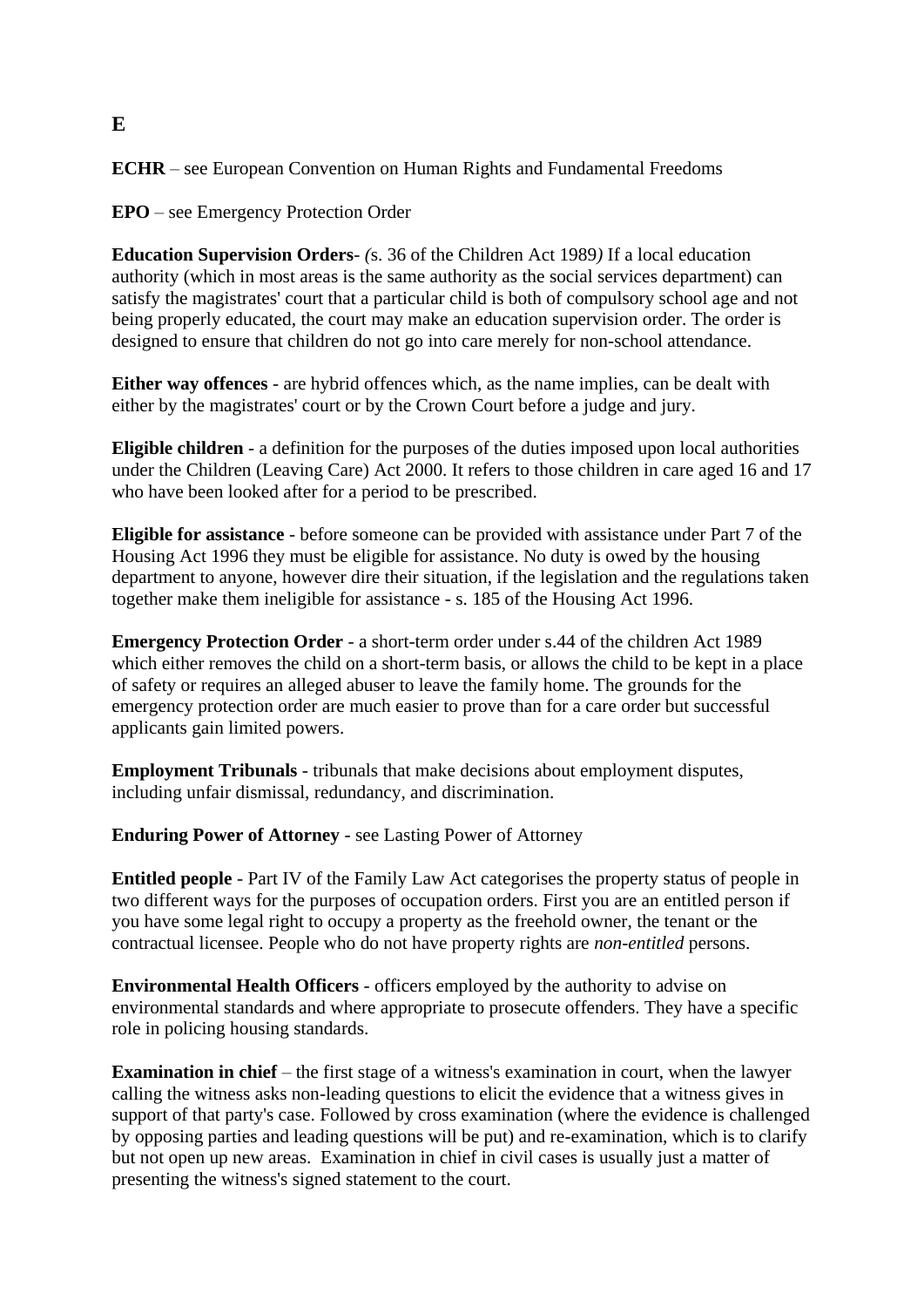# E

**ECHR** – see European Convention on Human Rights and Fundamental Freedoms

**EPO** – see Emergency Protection Order

**Education Supervision Orders**- *(*s. 36 of the Children Act 1989*)* If a local education authority (which in most areas is the same authority as the social services department) can satisfy the magistrates' court that a particular child is both of compulsory school age and not being properly educated, the court may make an education supervision order. The order is designed to ensure that children do not go into care merely for non-school attendance.

**Either way offences** - are hybrid offences which, as the name implies, can be dealt with either by the magistrates' court or by the Crown Court before a judge and jury.

**Eligible children** - a definition for the purposes of the duties imposed upon local authorities under the Children (Leaving Care) Act 2000. It refers to those children in care aged 16 and 17 who have been looked after for a period to be prescribed.

**Eligible for assistance** - before someone can be provided with assistance under Part 7 of the Housing Act 1996 they must be eligible for assistance. No duty is owed by the housing department to anyone, however dire their situation, if the legislation and the regulations taken together make them ineligible for assistance - s. 185 of the Housing Act 1996.

**Emergency Protection Order** - a short-term order under s.44 of the children Act 1989 which either removes the child on a short-term basis, or allows the child to be kept in a place of safety or requires an alleged abuser to leave the family home. The grounds for the emergency protection order are much easier to prove than for a care order but successful applicants gain limited powers.

**Employment Tribunals** - tribunals that make decisions about employment disputes, including unfair dismissal, redundancy, and discrimination.

**Enduring Power of Attorney** - see Lasting Power of Attorney

**Entitled people** - Part IV of the Family Law Act categorises the property status of people in two different ways for the purposes of occupation orders. First you are an entitled person if you have some legal right to occupy a property as the freehold owner, the tenant or the contractual licensee. People who do not have property rights are *non-entitled* persons.

**Environmental Health Officers** - officers employed by the authority to advise on environmental standards and where appropriate to prosecute offenders. They have a specific role in policing housing standards.

**Examination in chief** – the first stage of a witness's examination in court, when the lawyer calling the witness asks non-leading questions to elicit the evidence that a witness gives in support of that party's case. Followed by cross examination (where the evidence is challenged by opposing parties and leading questions will be put) and re-examination, which is to clarify but not open up new areas. Examination in chief in civil cases is usually just a matter of presenting the witness's signed statement to the court.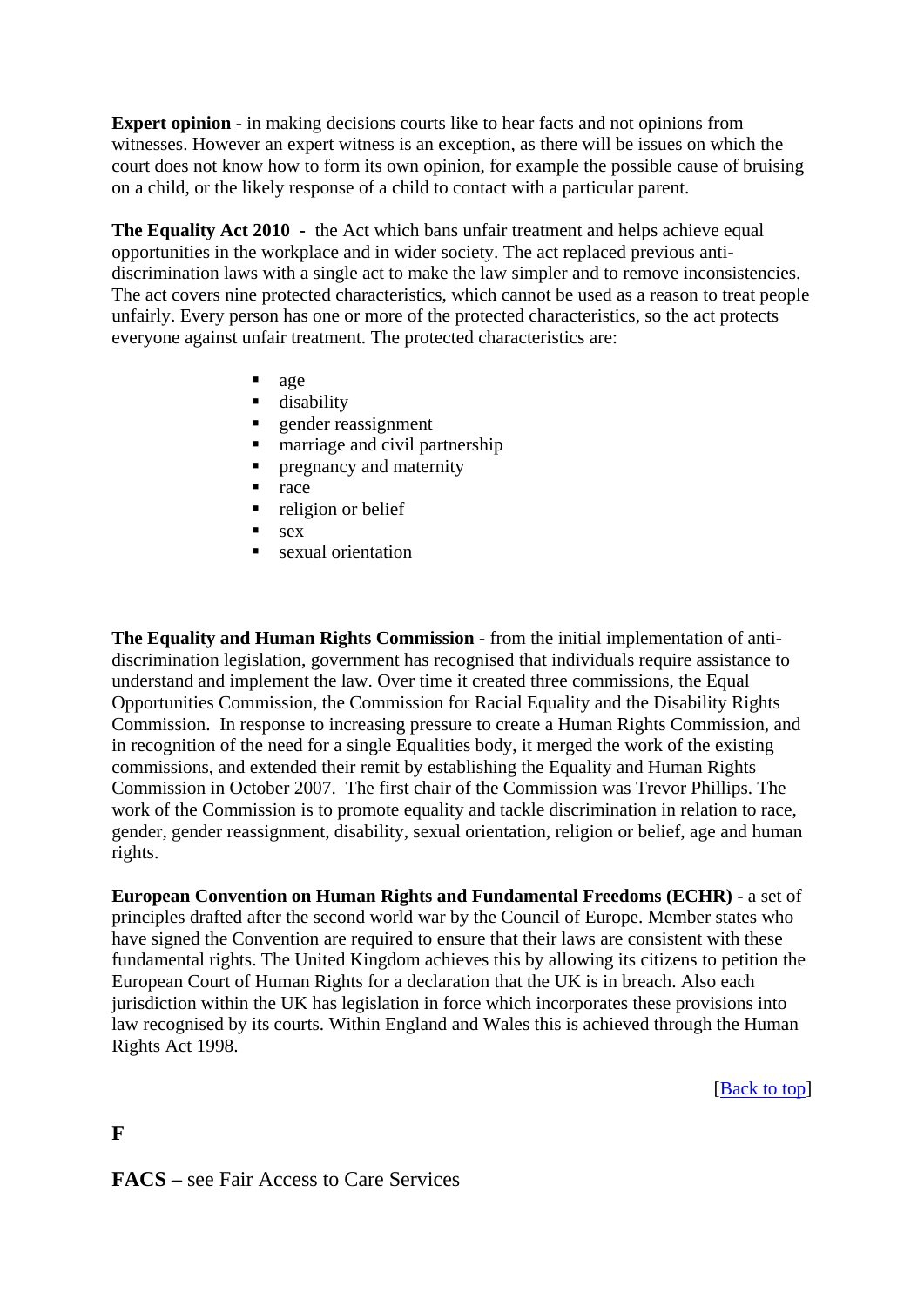**Expert opinion** - in making decisions courts like to hear facts and not opinions from witnesses. However an expert witness is an exception, as there will be issues on which the court does not know how to form its own opinion, for example the possible cause of bruising on a child, or the likely response of a child to contact with a particular parent.

**The Equality Act 2010** - the Act which bans unfair treatment and helps achieve equal opportunities in the workplace and in wider society. The act replaced previous anti-discrimination laws with a single act to make the law simpler and to remove inconsistencies. The act covers nine protected characteristics, which cannot be used as a reason to treat people unfairly. Every person has one or more of the protected characteristics, so the act protects everyone against unfair treatment. The protected characteristics are:

- age
- disability
- gender reassignment
- marriage and civil partnership
- pregnancy and maternity
- race
- religion or belief
- sex
- sexual orientation

**The Equality and Human Rights Commission** - from the initial implementation of anti-discrimination legislation, government has recognised that individuals require assistance to understand and implement the law. Over time it created three commissions, the Equal Opportunities Commission, the Commission for Racial Equality and the Disability Rights Commission. In response to increasing pressure to create a Human Rights Commission, and in recognition of the need for a single Equalities body, it merged the work of the existing commissions, and extended their remit by establishing the Equality and Human Rights Commission in October 2007. The first chair of the Commission was Trevor Phillips. The work of the Commission is to promote equality and tackle discrimination in relation to race, gender, gender reassignment, disability, sexual orientation, religion or belief, age and human rights.

**European Convention on Human Rights and Fundamental Freedoms (ECHR)** - a set of principles drafted after the second world war by the Council of Europe. Member states who have signed the Convention are required to ensure that their laws are consistent with these fundamental rights. The United Kingdom achieves this by allowing its citizens to petition the European Court of Human Rights for a declaration that the UK is in breach. Also each jurisdiction within the UK has legislation in force which incorporates these provisions into law recognised by its courts. Within England and Wales this is achieved through the Human Rights Act 1998.

[Back to top]

**F**

**FACS** – see Fair Access to Care Services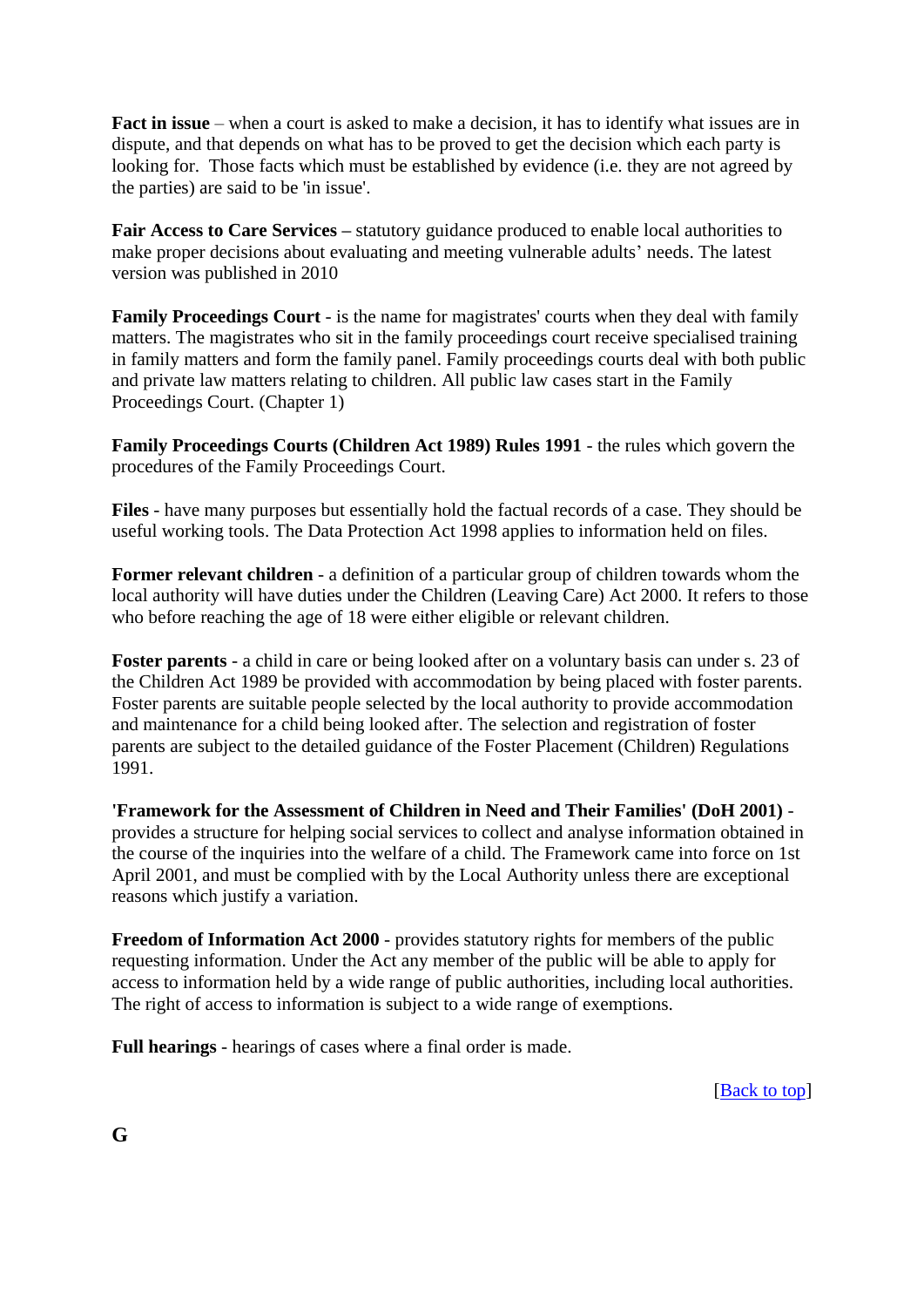**Fact in issue** – when a court is asked to make a decision, it has to identify what issues are in dispute, and that depends on what has to be proved to get the decision which each party is looking for. Those facts which must be established by evidence (i.e. they are not agreed by the parties) are said to be 'in issue'.

**Fair Access to Care Services –** statutory guidance produced to enable local authorities to make proper decisions about evaluating and meeting vulnerable adults' needs. The latest version was published in 2010

**Family Proceedings Court** - is the name for magistrates' courts when they deal with family matters. The magistrates who sit in the family proceedings court receive specialised training in family matters and form the family panel. Family proceedings courts deal with both public and private law matters relating to children. All public law cases start in the Family Proceedings Court. (Chapter 1)

**Family Proceedings Courts (Children Act 1989) Rules 1991** - the rules which govern the procedures of the Family Proceedings Court.

**Files** - have many purposes but essentially hold the factual records of a case. They should be useful working tools. The Data Protection Act 1998 applies to information held on files.

**Former relevant children** - a definition of a particular group of children towards whom the local authority will have duties under the Children (Leaving Care) Act 2000. It refers to those who before reaching the age of 18 were either eligible or relevant children.

**Foster parents** - a child in care or being looked after on a voluntary basis can under s. 23 of the Children Act 1989 be provided with accommodation by being placed with foster parents. Foster parents are suitable people selected by the local authority to provide accommodation and maintenance for a child being looked after. The selection and registration of foster parents are subject to the detailed guidance of the Foster Placement (Children) Regulations 1991.

**'Framework for the Assessment of Children in Need and Their Families' (DoH 2001)** - provides a structure for helping social services to collect and analyse information obtained in the course of the inquiries into the welfare of a child. The Framework came into force on 1st April 2001, and must be complied with by the Local Authority unless there are exceptional reasons which justify a variation.

**Freedom of Information Act 2000** - provides statutory rights for members of the public requesting information. Under the Act any member of the public will be able to apply for access to information held by a wide range of public authorities, including local authorities. The right of access to information is subject to a wide range of exemptions.

**Full hearings** - hearings of cases where a final order is made.

[Back to top]

## G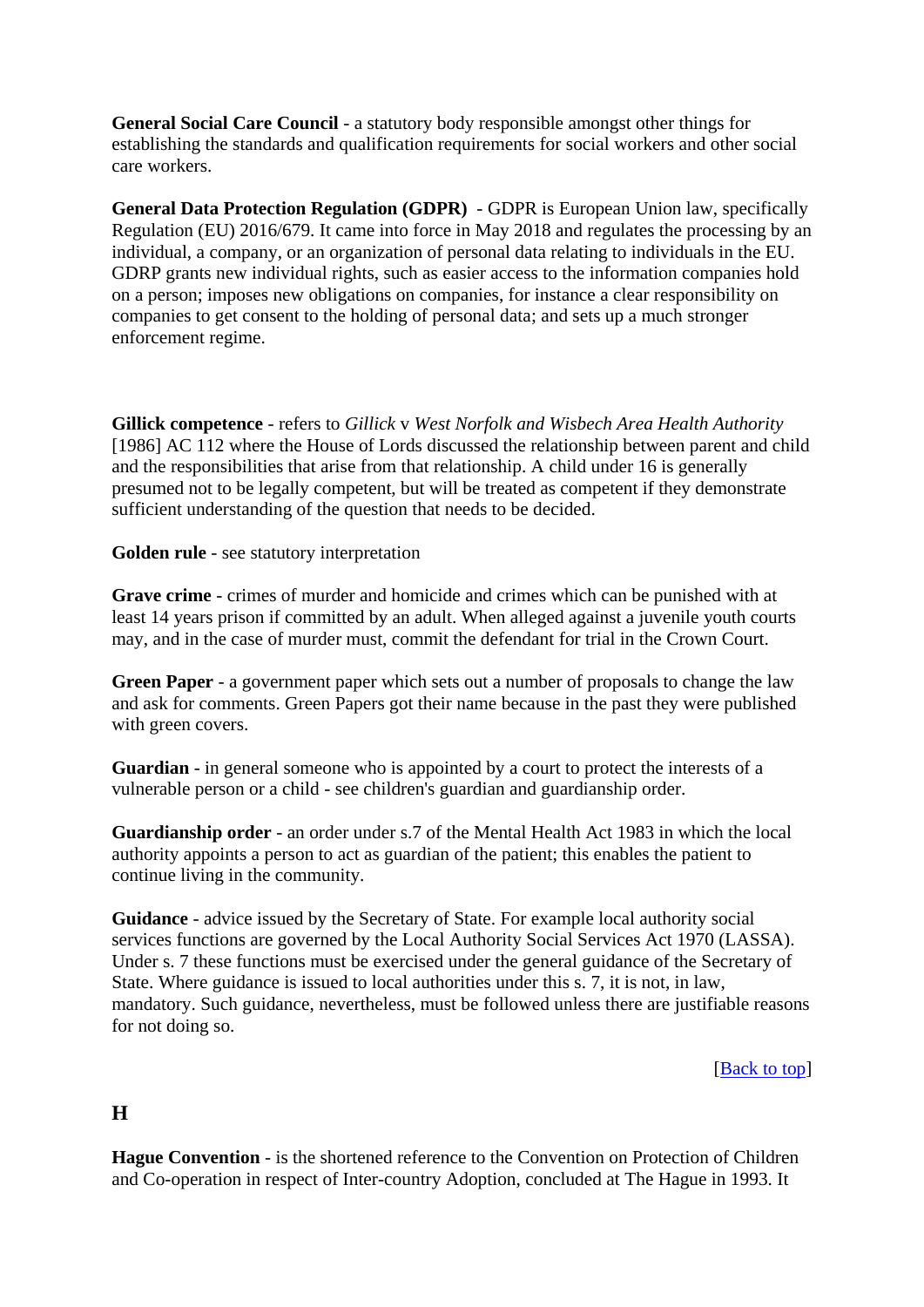**General Social Care Council** - a statutory body responsible amongst other things for establishing the standards and qualification requirements for social workers and other social care workers.

**General Data Protection Regulation (GDPR)** - GDPR is European Union law, specifically Regulation (EU) 2016/679. It came into force in May 2018 and regulates the processing by an individual, a company, or an organization of personal data relating to individuals in the EU. GDRP grants new individual rights, such as easier access to the information companies hold on a person; imposes new obligations on companies, for instance a clear responsibility on companies to get consent to the holding of personal data; and sets up a much stronger enforcement regime.

**Gillick competence** - refers to *Gillick* v *West Norfolk and Wisbech Area Health Authority* [1986] AC 112 where the House of Lords discussed the relationship between parent and child and the responsibilities that arise from that relationship. A child under 16 is generally presumed not to be legally competent, but will be treated as competent if they demonstrate sufficient understanding of the question that needs to be decided.

**Golden rule** - see statutory interpretation

**Grave crime** - crimes of murder and homicide and crimes which can be punished with at least 14 years prison if committed by an adult. When alleged against a juvenile youth courts may, and in the case of murder must, commit the defendant for trial in the Crown Court.

**Green Paper** - a government paper which sets out a number of proposals to change the law and ask for comments. Green Papers got their name because in the past they were published with green covers.

**Guardian** - in general someone who is appointed by a court to protect the interests of a vulnerable person or a child - see children's guardian and guardianship order.

**Guardianship order** - an order under s.7 of the Mental Health Act 1983 in which the local authority appoints a person to act as guardian of the patient; this enables the patient to continue living in the community.

**Guidance** - advice issued by the Secretary of State. For example local authority social services functions are governed by the Local Authority Social Services Act 1970 (LASSA). Under s. 7 these functions must be exercised under the general guidance of the Secretary of State. Where guidance is issued to local authorities under this s. 7, it is not, in law, mandatory. Such guidance, nevertheless, must be followed unless there are justifiable reasons for not doing so.

[Back to top]

## H

**Hague Convention** - is the shortened reference to the Convention on Protection of Children and Co-operation in respect of Inter-country Adoption, concluded at The Hague in 1993. It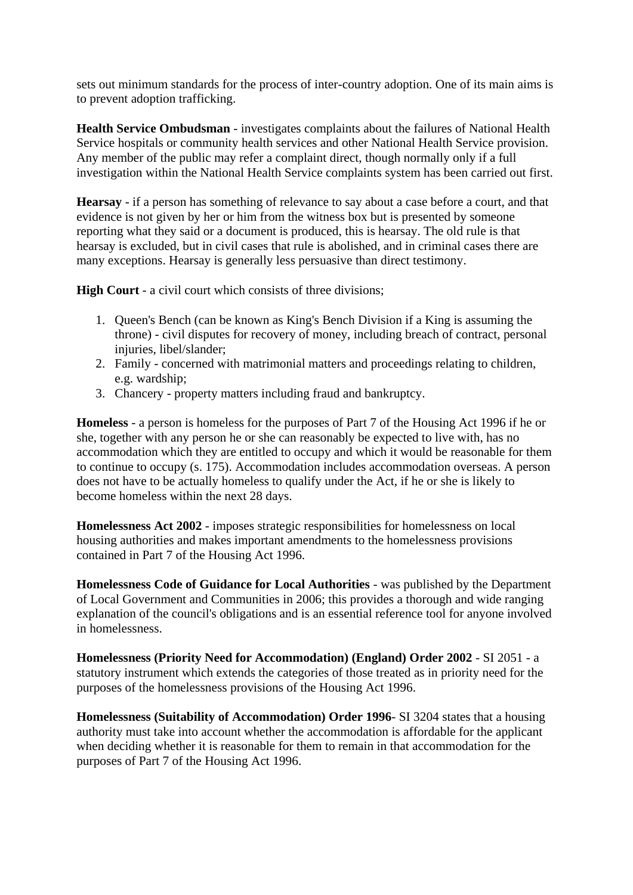sets out minimum standards for the process of inter-country adoption. One of its main aims is to prevent adoption trafficking.

**Health Service Ombudsman** - investigates complaints about the failures of National Health Service hospitals or community health services and other National Health Service provision. Any member of the public may refer a complaint direct, though normally only if a full investigation within the National Health Service complaints system has been carried out first.

**Hearsay** - if a person has something of relevance to say about a case before a court, and that evidence is not given by her or him from the witness box but is presented by someone reporting what they said or a document is produced, this is hearsay. The old rule is that hearsay is excluded, but in civil cases that rule is abolished, and in criminal cases there are many exceptions. Hearsay is generally less persuasive than direct testimony.

**High Court** - a civil court which consists of three divisions;

1. Queen's Bench (can be known as King's Bench Division if a King is assuming the throne) - civil disputes for recovery of money, including breach of contract, personal injuries, libel/slander;
2. Family - concerned with matrimonial matters and proceedings relating to children, e.g. wardship;
3. Chancery - property matters including fraud and bankruptcy.

**Homeless** - a person is homeless for the purposes of Part 7 of the Housing Act 1996 if he or she, together with any person he or she can reasonably be expected to live with, has no accommodation which they are entitled to occupy and which it would be reasonable for them to continue to occupy (s. 175). Accommodation includes accommodation overseas. A person does not have to be actually homeless to qualify under the Act, if he or she is likely to become homeless within the next 28 days.

**Homelessness Act 2002** - imposes strategic responsibilities for homelessness on local housing authorities and makes important amendments to the homelessness provisions contained in Part 7 of the Housing Act 1996.

**Homelessness Code of Guidance for Local Authorities** - was published by the Department of Local Government and Communities in 2006; this provides a thorough and wide ranging explanation of the council's obligations and is an essential reference tool for anyone involved in homelessness.

**Homelessness (Priority Need for Accommodation) (England) Order 2002** - SI 2051 - a statutory instrument which extends the categories of those treated as in priority need for the purposes of the homelessness provisions of the Housing Act 1996.

**Homelessness (Suitability of Accommodation) Order 1996**- SI 3204 states that a housing authority must take into account whether the accommodation is affordable for the applicant when deciding whether it is reasonable for them to remain in that accommodation for the purposes of Part 7 of the Housing Act 1996.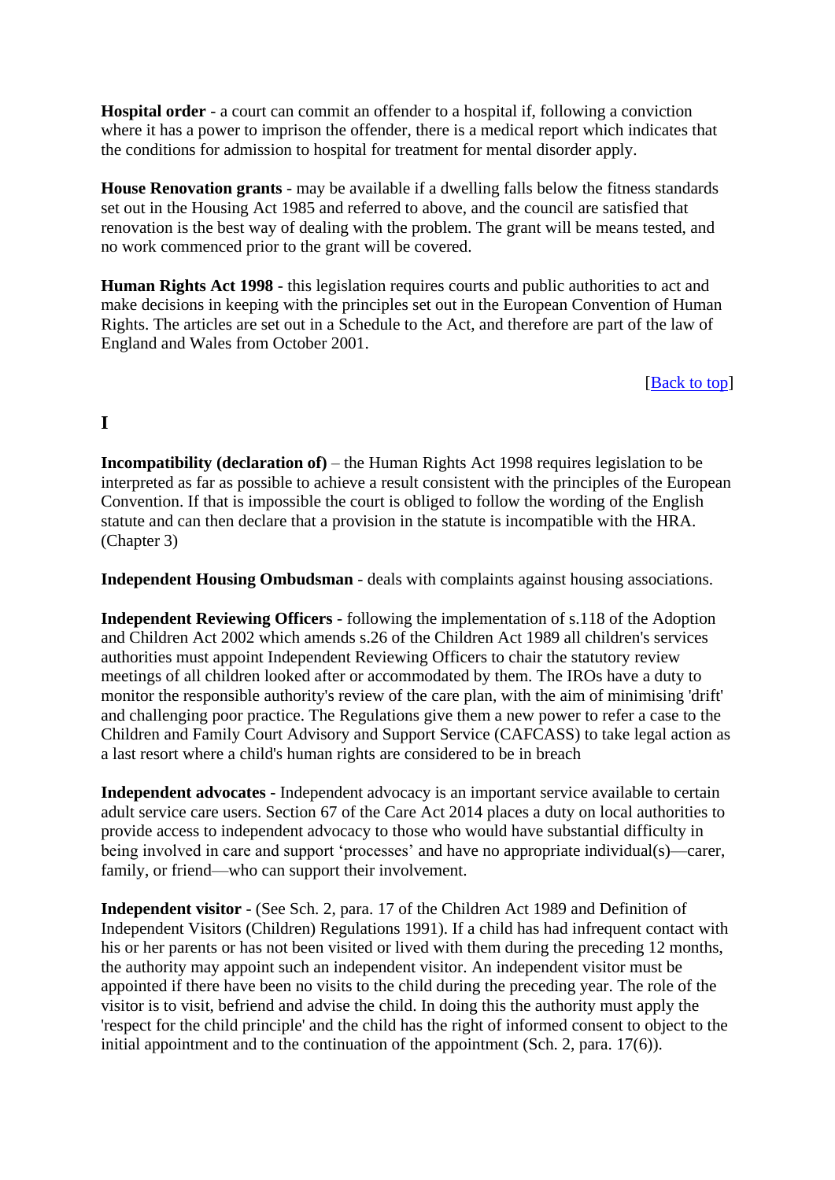**Hospital order** - a court can commit an offender to a hospital if, following a conviction where it has a power to imprison the offender, there is a medical report which indicates that the conditions for admission to hospital for treatment for mental disorder apply.

**House Renovation grants** - may be available if a dwelling falls below the fitness standards set out in the Housing Act 1985 and referred to above, and the council are satisfied that renovation is the best way of dealing with the problem. The grant will be means tested, and no work commenced prior to the grant will be covered.

**Human Rights Act 1998** - this legislation requires courts and public authorities to act and make decisions in keeping with the principles set out in the European Convention of Human Rights. The articles are set out in a Schedule to the Act, and therefore are part of the law of England and Wales from October 2001.

[Back to top]

## I

**Incompatibility (declaration of)** – the Human Rights Act 1998 requires legislation to be interpreted as far as possible to achieve a result consistent with the principles of the European Convention. If that is impossible the court is obliged to follow the wording of the English statute and can then declare that a provision in the statute is incompatible with the HRA. (Chapter 3)

**Independent Housing Ombudsman** - deals with complaints against housing associations.

**Independent Reviewing Officers** - following the implementation of s.118 of the Adoption and Children Act 2002 which amends s.26 of the Children Act 1989 all children's services authorities must appoint Independent Reviewing Officers to chair the statutory review meetings of all children looked after or accommodated by them. The IROs have a duty to monitor the responsible authority's review of the care plan, with the aim of minimising 'drift' and challenging poor practice. The Regulations give them a new power to refer a case to the Children and Family Court Advisory and Support Service (CAFCASS) to take legal action as a last resort where a child's human rights are considered to be in breach

**Independent advocates** - Independent advocacy is an important service available to certain adult service care users. Section 67 of the Care Act 2014 places a duty on local authorities to provide access to independent advocacy to those who would have substantial difficulty in being involved in care and support 'processes' and have no appropriate individual(s)—carer, family, or friend—who can support their involvement.

**Independent visitor** - (See Sch. 2, para. 17 of the Children Act 1989 and Definition of Independent Visitors (Children) Regulations 1991). If a child has had infrequent contact with his or her parents or has not been visited or lived with them during the preceding 12 months, the authority may appoint such an independent visitor. An independent visitor must be appointed if there have been no visits to the child during the preceding year. The role of the visitor is to visit, befriend and advise the child. In doing this the authority must apply the 'respect for the child principle' and the child has the right of informed consent to object to the initial appointment and to the continuation of the appointment (Sch. 2, para. 17(6)).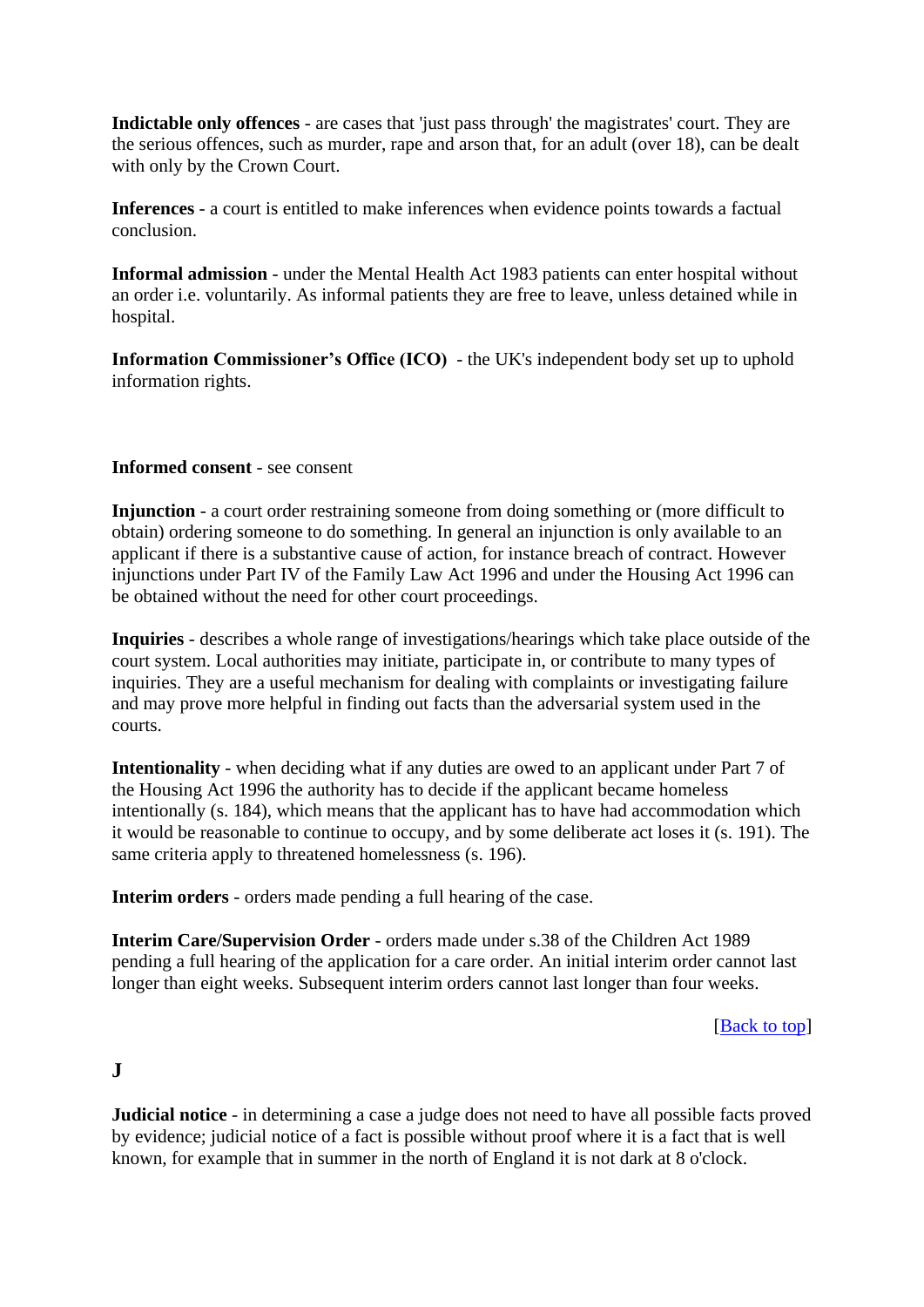**Indictable only offences** - are cases that 'just pass through' the magistrates' court. They are the serious offences, such as murder, rape and arson that, for an adult (over 18), can be dealt with only by the Crown Court.

**Inferences** - a court is entitled to make inferences when evidence points towards a factual conclusion.

**Informal admission** - under the Mental Health Act 1983 patients can enter hospital without an order i.e. voluntarily. As informal patients they are free to leave, unless detained while in hospital.

**Information Commissioner's Office (ICO)** - the UK's independent body set up to uphold information rights.

**Informed consent** - see consent

**Injunction** - a court order restraining someone from doing something or (more difficult to obtain) ordering someone to do something. In general an injunction is only available to an applicant if there is a substantive cause of action, for instance breach of contract. However injunctions under Part IV of the Family Law Act 1996 and under the Housing Act 1996 can be obtained without the need for other court proceedings.

**Inquiries** - describes a whole range of investigations/hearings which take place outside of the court system. Local authorities may initiate, participate in, or contribute to many types of inquiries. They are a useful mechanism for dealing with complaints or investigating failure and may prove more helpful in finding out facts than the adversarial system used in the courts.

**Intentionality** - when deciding what if any duties are owed to an applicant under Part 7 of the Housing Act 1996 the authority has to decide if the applicant became homeless intentionally (s. 184), which means that the applicant has to have had accommodation which it would be reasonable to continue to occupy, and by some deliberate act loses it (s. 191). The same criteria apply to threatened homelessness (s. 196).

**Interim orders** - orders made pending a full hearing of the case.

**Interim Care/Supervision Order** - orders made under s.38 of the Children Act 1989 pending a full hearing of the application for a care order. An initial interim order cannot last longer than eight weeks. Subsequent interim orders cannot last longer than four weeks.

[Back to top]

## J

**Judicial notice** - in determining a case a judge does not need to have all possible facts proved by evidence; judicial notice of a fact is possible without proof where it is a fact that is well known, for example that in summer in the north of England it is not dark at 8 o'clock.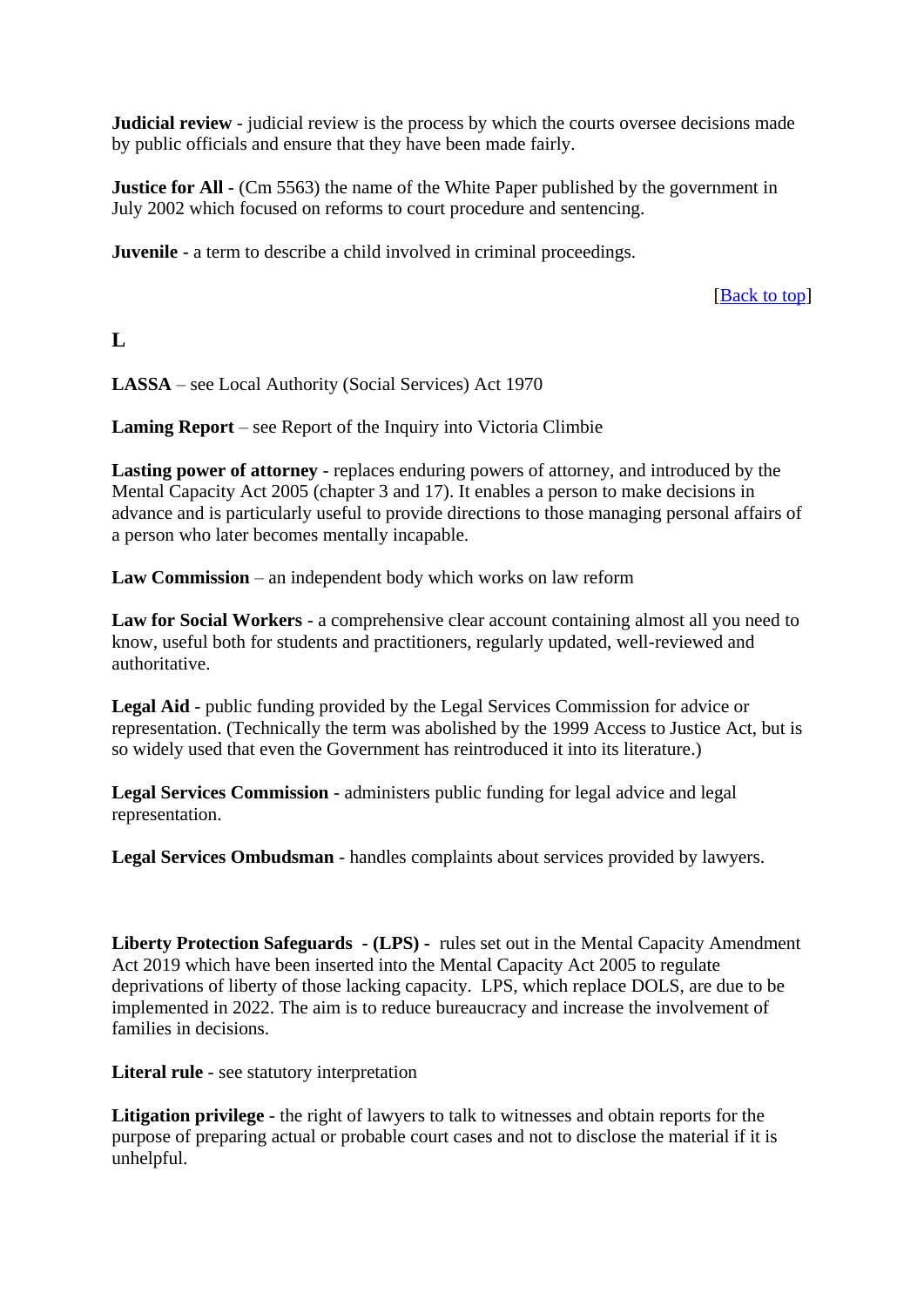**Judicial review** - judicial review is the process by which the courts oversee decisions made by public officials and ensure that they have been made fairly.

**Justice for All** - (Cm 5563) the name of the White Paper published by the government in July 2002 which focused on reforms to court procedure and sentencing.

**Juvenile** - a term to describe a child involved in criminal proceedings.

[Back to top]

## L

**LASSA** – see Local Authority (Social Services) Act 1970

**Laming Report** – see Report of the Inquiry into Victoria Climbie

**Lasting power of attorney** - replaces enduring powers of attorney, and introduced by the Mental Capacity Act 2005 (chapter 3 and 17). It enables a person to make decisions in advance and is particularly useful to provide directions to those managing personal affairs of a person who later becomes mentally incapable.

**Law Commission** – an independent body which works on law reform

**Law for Social Workers** - a comprehensive clear account containing almost all you need to know, useful both for students and practitioners, regularly updated, well-reviewed and authoritative.

**Legal Aid** - public funding provided by the Legal Services Commission for advice or representation. (Technically the term was abolished by the 1999 Access to Justice Act, but is so widely used that even the Government has reintroduced it into its literature.)

**Legal Services Commission** - administers public funding for legal advice and legal representation.

**Legal Services Ombudsman** - handles complaints about services provided by lawyers.

**Liberty Protection Safeguards - (LPS) -** rules set out in the Mental Capacity Amendment Act 2019 which have been inserted into the Mental Capacity Act 2005 to regulate deprivations of liberty of those lacking capacity. LPS, which replace DOLS, are due to be implemented in 2022. The aim is to reduce bureaucracy and increase the involvement of families in decisions.

**Literal rule** - see statutory interpretation

**Litigation privilege** - the right of lawyers to talk to witnesses and obtain reports for the purpose of preparing actual or probable court cases and not to disclose the material if it is unhelpful.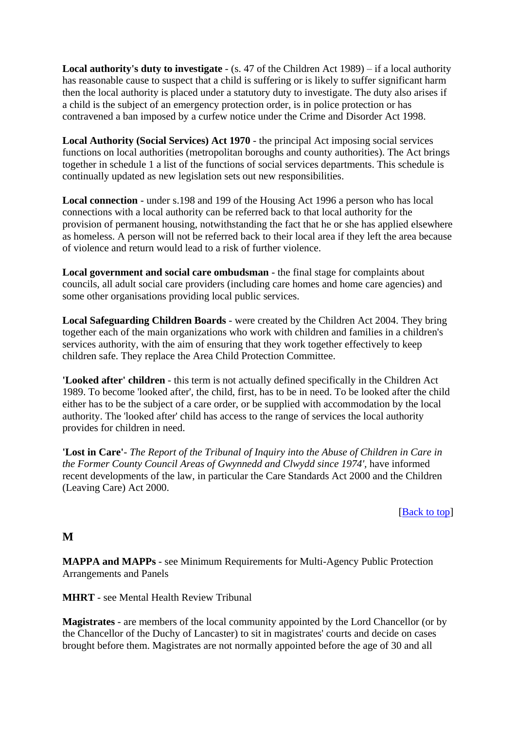**Local authority's duty to investigate** - (s. 47 of the Children Act 1989) – if a local authority has reasonable cause to suspect that a child is suffering or is likely to suffer significant harm then the local authority is placed under a statutory duty to investigate. The duty also arises if a child is the subject of an emergency protection order, is in police protection or has contravened a ban imposed by a curfew notice under the Crime and Disorder Act 1998.

**Local Authority (Social Services) Act 1970** - the principal Act imposing social services functions on local authorities (metropolitan boroughs and county authorities). The Act brings together in schedule 1 a list of the functions of social services departments. This schedule is continually updated as new legislation sets out new responsibilities.

**Local connection** - under s.198 and 199 of the Housing Act 1996 a person who has local connections with a local authority can be referred back to that local authority for the provision of permanent housing, notwithstanding the fact that he or she has applied elsewhere as homeless. A person will not be referred back to their local area if they left the area because of violence and return would lead to a risk of further violence.

**Local government and social care ombudsman** - the final stage for complaints about councils, all adult social care providers (including care homes and home care agencies) and some other organisations providing local public services.

**Local Safeguarding Children Boards** - were created by the Children Act 2004. They bring together each of the main organizations who work with children and families in a children's services authority, with the aim of ensuring that they work together effectively to keep children safe. They replace the Area Child Protection Committee.

**'Looked after' children** - this term is not actually defined specifically in the Children Act 1989. To become 'looked after', the child, first, has to be in need. To be looked after the child either has to be the subject of a care order, or be supplied with accommodation by the local authority. The 'looked after' child has access to the range of services the local authority provides for children in need.

**'Lost in Care'**- *The Report of the Tribunal of Inquiry into the Abuse of Children in Care in the Former County Council Areas of Gwynnedd and Clwydd since 1974'*, have informed recent developments of the law, in particular the Care Standards Act 2000 and the Children (Leaving Care) Act 2000.

[Back to top]

## M

**MAPPA and MAPPs** - see Minimum Requirements for Multi-Agency Public Protection Arrangements and Panels

**MHRT** - see Mental Health Review Tribunal

**Magistrates** - are members of the local community appointed by the Lord Chancellor (or by the Chancellor of the Duchy of Lancaster) to sit in magistrates' courts and decide on cases brought before them. Magistrates are not normally appointed before the age of 30 and all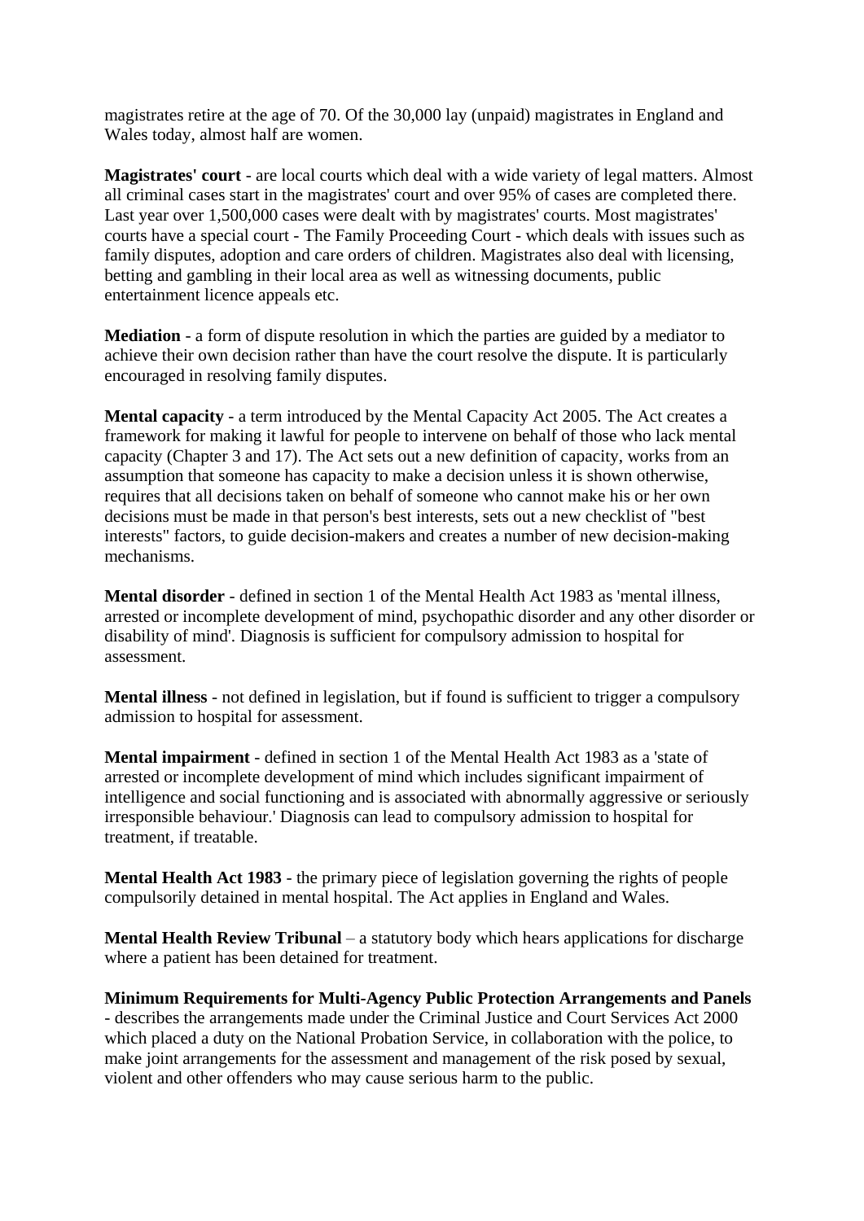magistrates retire at the age of 70. Of the 30,000 lay (unpaid) magistrates in England and Wales today, almost half are women.

**Magistrates' court** - are local courts which deal with a wide variety of legal matters. Almost all criminal cases start in the magistrates' court and over 95% of cases are completed there. Last year over 1,500,000 cases were dealt with by magistrates' courts. Most magistrates' courts have a special court - The Family Proceeding Court - which deals with issues such as family disputes, adoption and care orders of children. Magistrates also deal with licensing, betting and gambling in their local area as well as witnessing documents, public entertainment licence appeals etc.

**Mediation** - a form of dispute resolution in which the parties are guided by a mediator to achieve their own decision rather than have the court resolve the dispute. It is particularly encouraged in resolving family disputes.

**Mental capacity** - a term introduced by the Mental Capacity Act 2005. The Act creates a framework for making it lawful for people to intervene on behalf of those who lack mental capacity (Chapter 3 and 17). The Act sets out a new definition of capacity, works from an assumption that someone has capacity to make a decision unless it is shown otherwise, requires that all decisions taken on behalf of someone who cannot make his or her own decisions must be made in that person's best interests, sets out a new checklist of "best interests" factors, to guide decision-makers and creates a number of new decision-making mechanisms.

**Mental disorder** - defined in section 1 of the Mental Health Act 1983 as 'mental illness, arrested or incomplete development of mind, psychopathic disorder and any other disorder or disability of mind'. Diagnosis is sufficient for compulsory admission to hospital for assessment.

**Mental illness** - not defined in legislation, but if found is sufficient to trigger a compulsory admission to hospital for assessment.

**Mental impairment** - defined in section 1 of the Mental Health Act 1983 as a 'state of arrested or incomplete development of mind which includes significant impairment of intelligence and social functioning and is associated with abnormally aggressive or seriously irresponsible behaviour.' Diagnosis can lead to compulsory admission to hospital for treatment, if treatable.

**Mental Health Act 1983** - the primary piece of legislation governing the rights of people compulsorily detained in mental hospital. The Act applies in England and Wales.

**Mental Health Review Tribunal** – a statutory body which hears applications for discharge where a patient has been detained for treatment.

**Minimum Requirements for Multi-Agency Public Protection Arrangements and Panels** - describes the arrangements made under the Criminal Justice and Court Services Act 2000 which placed a duty on the National Probation Service, in collaboration with the police, to make joint arrangements for the assessment and management of the risk posed by sexual, violent and other offenders who may cause serious harm to the public.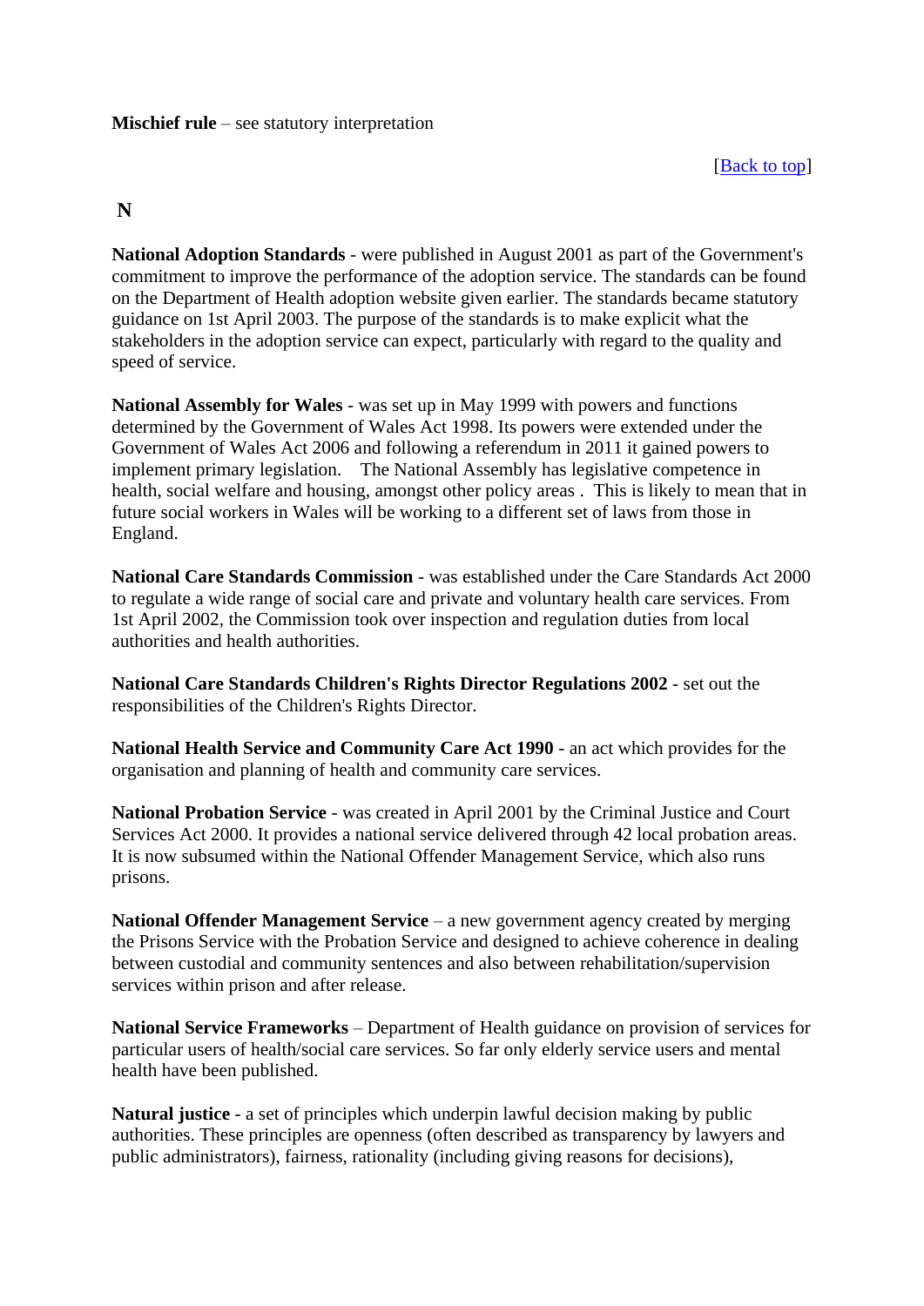**Mischief rule** – see statutory interpretation

[Back to top]

## N

**National Adoption Standards** - were published in August 2001 as part of the Government's commitment to improve the performance of the adoption service. The standards can be found on the Department of Health adoption website given earlier. The standards became statutory guidance on 1st April 2003. The purpose of the standards is to make explicit what the stakeholders in the adoption service can expect, particularly with regard to the quality and speed of service.

**National Assembly for Wales** - was set up in May 1999 with powers and functions determined by the Government of Wales Act 1998. Its powers were extended under the Government of Wales Act 2006 and following a referendum in 2011 it gained powers to implement primary legislation. The National Assembly has legislative competence in health, social welfare and housing, amongst other policy areas . This is likely to mean that in future social workers in Wales will be working to a different set of laws from those in England.

**National Care Standards Commission** - was established under the Care Standards Act 2000 to regulate a wide range of social care and private and voluntary health care services. From 1st April 2002, the Commission took over inspection and regulation duties from local authorities and health authorities.

**National Care Standards Children's Rights Director Regulations 2002** - set out the responsibilities of the Children's Rights Director.

**National Health Service and Community Care Act 1990** - an act which provides for the organisation and planning of health and community care services.

**National Probation Service** - was created in April 2001 by the Criminal Justice and Court Services Act 2000. It provides a national service delivered through 42 local probation areas. It is now subsumed within the National Offender Management Service, which also runs prisons.

**National Offender Management Service** – a new government agency created by merging the Prisons Service with the Probation Service and designed to achieve coherence in dealing between custodial and community sentences and also between rehabilitation/supervision services within prison and after release.

**National Service Frameworks** – Department of Health guidance on provision of services for particular users of health/social care services. So far only elderly service users and mental health have been published.

**Natural justice** - a set of principles which underpin lawful decision making by public authorities. These principles are openness (often described as transparency by lawyers and public administrators), fairness, rationality (including giving reasons for decisions),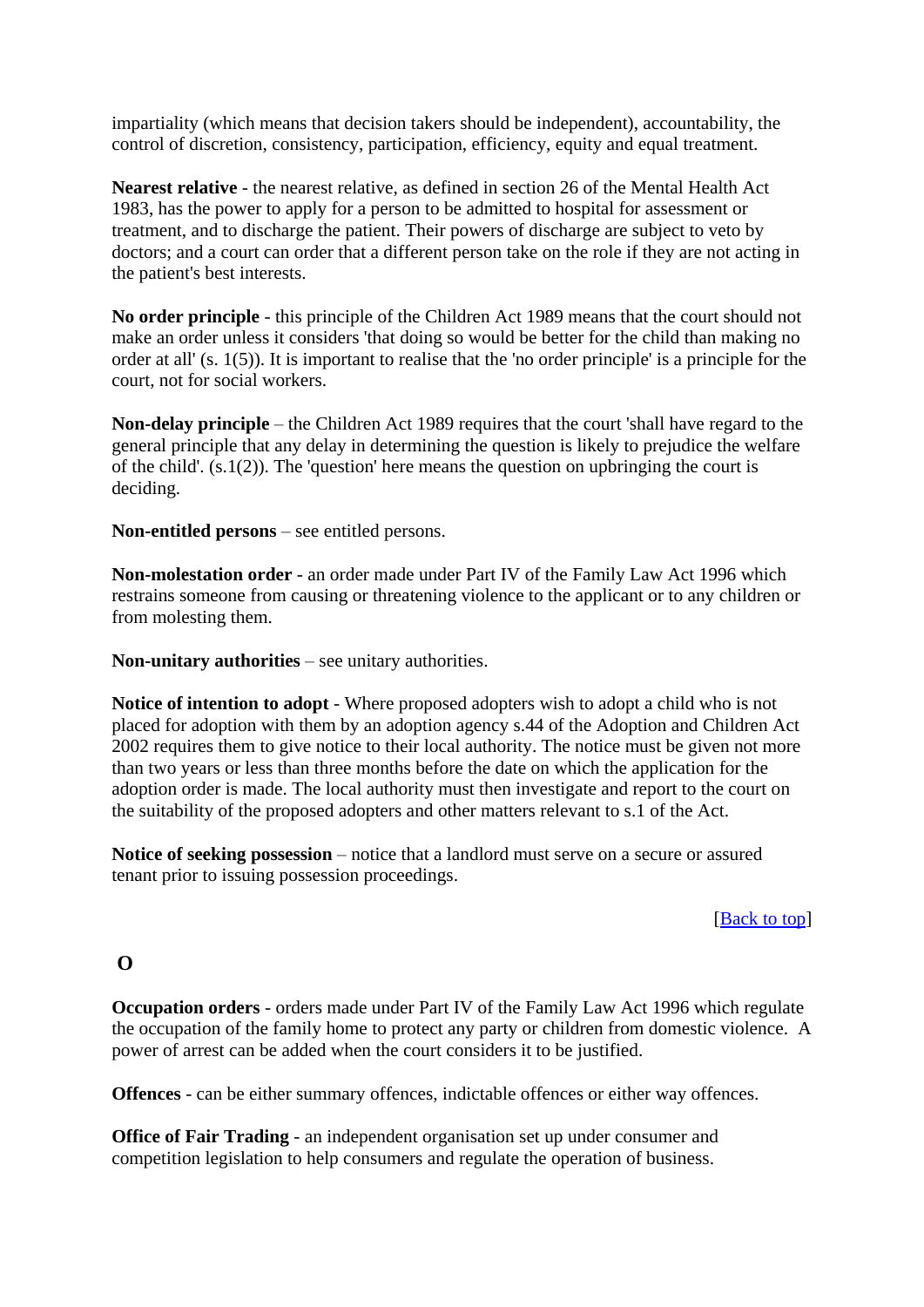impartiality (which means that decision takers should be independent), accountability, the control of discretion, consistency, participation, efficiency, equity and equal treatment.

**Nearest relative** - the nearest relative, as defined in section 26 of the Mental Health Act 1983, has the power to apply for a person to be admitted to hospital for assessment or treatment, and to discharge the patient. Their powers of discharge are subject to veto by doctors; and a court can order that a different person take on the role if they are not acting in the patient's best interests.

**No order principle** - this principle of the Children Act 1989 means that the court should not make an order unless it considers 'that doing so would be better for the child than making no order at all' (s. 1(5)). It is important to realise that the 'no order principle' is a principle for the court, not for social workers.

**Non-delay principle** – the Children Act 1989 requires that the court 'shall have regard to the general principle that any delay in determining the question is likely to prejudice the welfare of the child'. (s.1(2)). The 'question' here means the question on upbringing the court is deciding.

**Non-entitled persons** – see entitled persons.

**Non-molestation order** - an order made under Part IV of the Family Law Act 1996 which restrains someone from causing or threatening violence to the applicant or to any children or from molesting them.

**Non-unitary authorities** – see unitary authorities.

**Notice of intention to adopt** - Where proposed adopters wish to adopt a child who is not placed for adoption with them by an adoption agency s.44 of the Adoption and Children Act 2002 requires them to give notice to their local authority. The notice must be given not more than two years or less than three months before the date on which the application for the adoption order is made. The local authority must then investigate and report to the court on the suitability of the proposed adopters and other matters relevant to s.1 of the Act.

**Notice of seeking possession** – notice that a landlord must serve on a secure or assured tenant prior to issuing possession proceedings.

[Back to top]

## O

**Occupation orders** - orders made under Part IV of the Family Law Act 1996 which regulate the occupation of the family home to protect any party or children from domestic violence. A power of arrest can be added when the court considers it to be justified.

**Offences** - can be either summary offences, indictable offences or either way offences.

**Office of Fair Trading** - an independent organisation set up under consumer and competition legislation to help consumers and regulate the operation of business.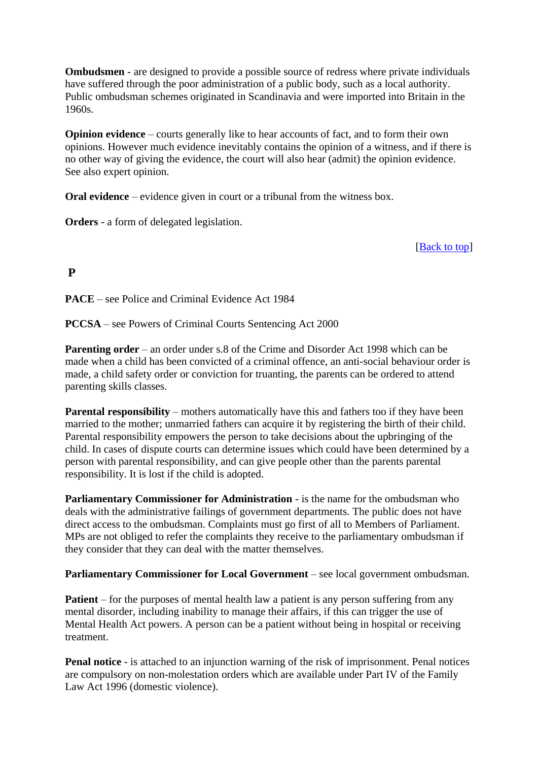**Ombudsmen** - are designed to provide a possible source of redress where private individuals have suffered through the poor administration of a public body, such as a local authority. Public ombudsman schemes originated in Scandinavia and were imported into Britain in the 1960s.

**Opinion evidence** – courts generally like to hear accounts of fact, and to form their own opinions. However much evidence inevitably contains the opinion of a witness, and if there is no other way of giving the evidence, the court will also hear (admit) the opinion evidence. See also expert opinion.

**Oral evidence** – evidence given in court or a tribunal from the witness box.

**Orders** - a form of delegated legislation.

[Back to top]

## P

**PACE** – see Police and Criminal Evidence Act 1984

**PCCSA** – see Powers of Criminal Courts Sentencing Act 2000

**Parenting order** – an order under s.8 of the Crime and Disorder Act 1998 which can be made when a child has been convicted of a criminal offence, an anti-social behaviour order is made, a child safety order or conviction for truanting, the parents can be ordered to attend parenting skills classes.

**Parental responsibility** – mothers automatically have this and fathers too if they have been married to the mother; unmarried fathers can acquire it by registering the birth of their child. Parental responsibility empowers the person to take decisions about the upbringing of the child. In cases of dispute courts can determine issues which could have been determined by a person with parental responsibility, and can give people other than the parents parental responsibility. It is lost if the child is adopted.

**Parliamentary Commissioner for Administration** - is the name for the ombudsman who deals with the administrative failings of government departments. The public does not have direct access to the ombudsman. Complaints must go first of all to Members of Parliament. MPs are not obliged to refer the complaints they receive to the parliamentary ombudsman if they consider that they can deal with the matter themselves.

**Parliamentary Commissioner for Local Government** – see local government ombudsman.

**Patient** – for the purposes of mental health law a patient is any person suffering from any mental disorder, including inability to manage their affairs, if this can trigger the use of Mental Health Act powers. A person can be a patient without being in hospital or receiving treatment.

**Penal notice** - is attached to an injunction warning of the risk of imprisonment. Penal notices are compulsory on non-molestation orders which are available under Part IV of the Family Law Act 1996 (domestic violence).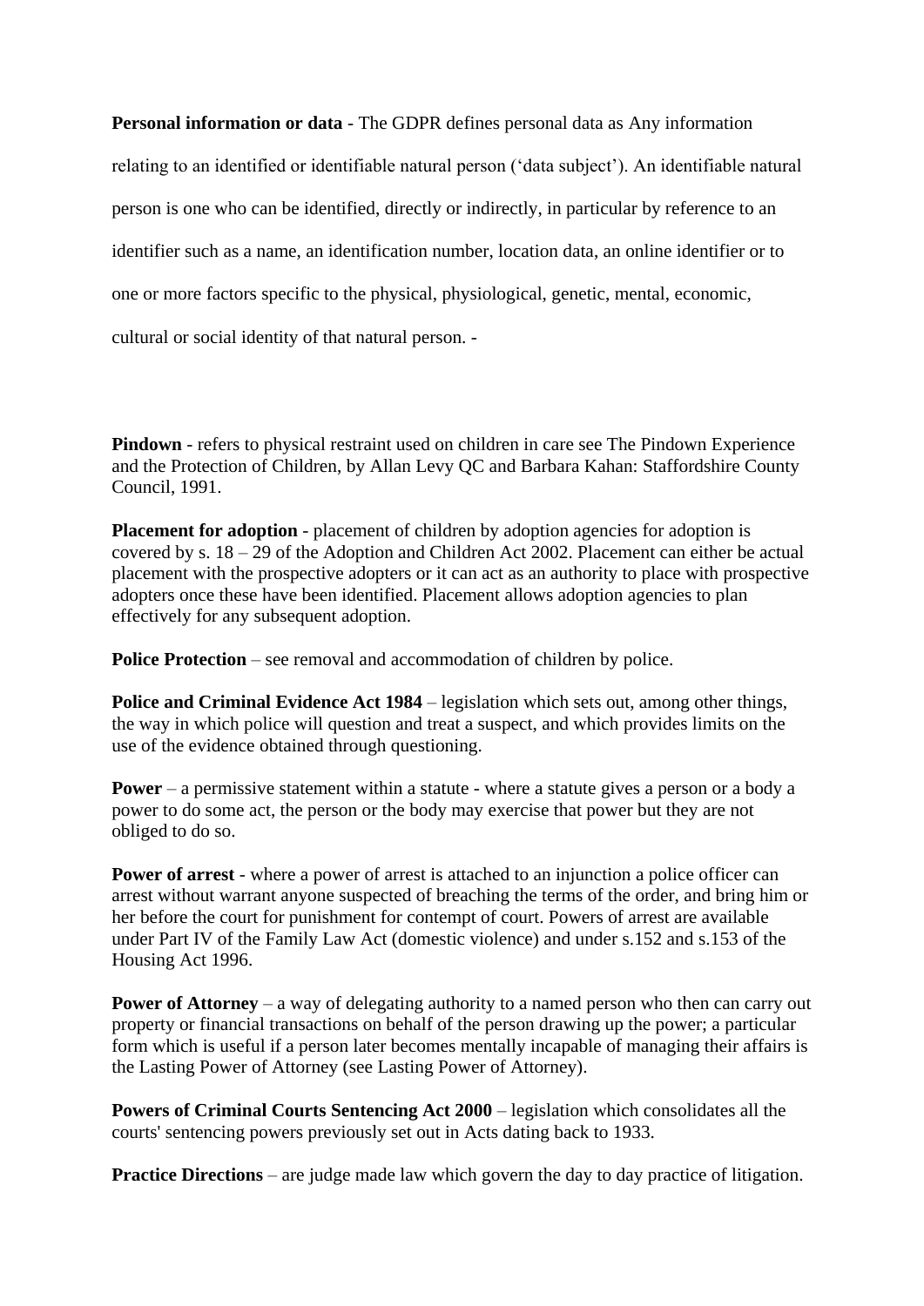**Personal information or data** - The GDPR defines personal data as Any information relating to an identified or identifiable natural person ('data subject'). An identifiable natural person is one who can be identified, directly or indirectly, in particular by reference to an identifier such as a name, an identification number, location data, an online identifier or to one or more factors specific to the physical, physiological, genetic, mental, economic, cultural or social identity of that natural person. -

**Pindown** - refers to physical restraint used on children in care see The Pindown Experience and the Protection of Children, by Allan Levy QC and Barbara Kahan: Staffordshire County Council, 1991.

**Placement for adoption** - placement of children by adoption agencies for adoption is covered by s. 18 – 29 of the Adoption and Children Act 2002. Placement can either be actual placement with the prospective adopters or it can act as an authority to place with prospective adopters once these have been identified. Placement allows adoption agencies to plan effectively for any subsequent adoption.

**Police Protection** – see removal and accommodation of children by police.

**Police and Criminal Evidence Act 1984** – legislation which sets out, among other things, the way in which police will question and treat a suspect, and which provides limits on the use of the evidence obtained through questioning.

**Power** – a permissive statement within a statute - where a statute gives a person or a body a power to do some act, the person or the body may exercise that power but they are not obliged to do so.

**Power of arrest** - where a power of arrest is attached to an injunction a police officer can arrest without warrant anyone suspected of breaching the terms of the order, and bring him or her before the court for punishment for contempt of court. Powers of arrest are available under Part IV of the Family Law Act (domestic violence) and under s.152 and s.153 of the Housing Act 1996.

**Power of Attorney** – a way of delegating authority to a named person who then can carry out property or financial transactions on behalf of the person drawing up the power; a particular form which is useful if a person later becomes mentally incapable of managing their affairs is the Lasting Power of Attorney (see Lasting Power of Attorney).

**Powers of Criminal Courts Sentencing Act 2000** – legislation which consolidates all the courts' sentencing powers previously set out in Acts dating back to 1933.

**Practice Directions** – are judge made law which govern the day to day practice of litigation.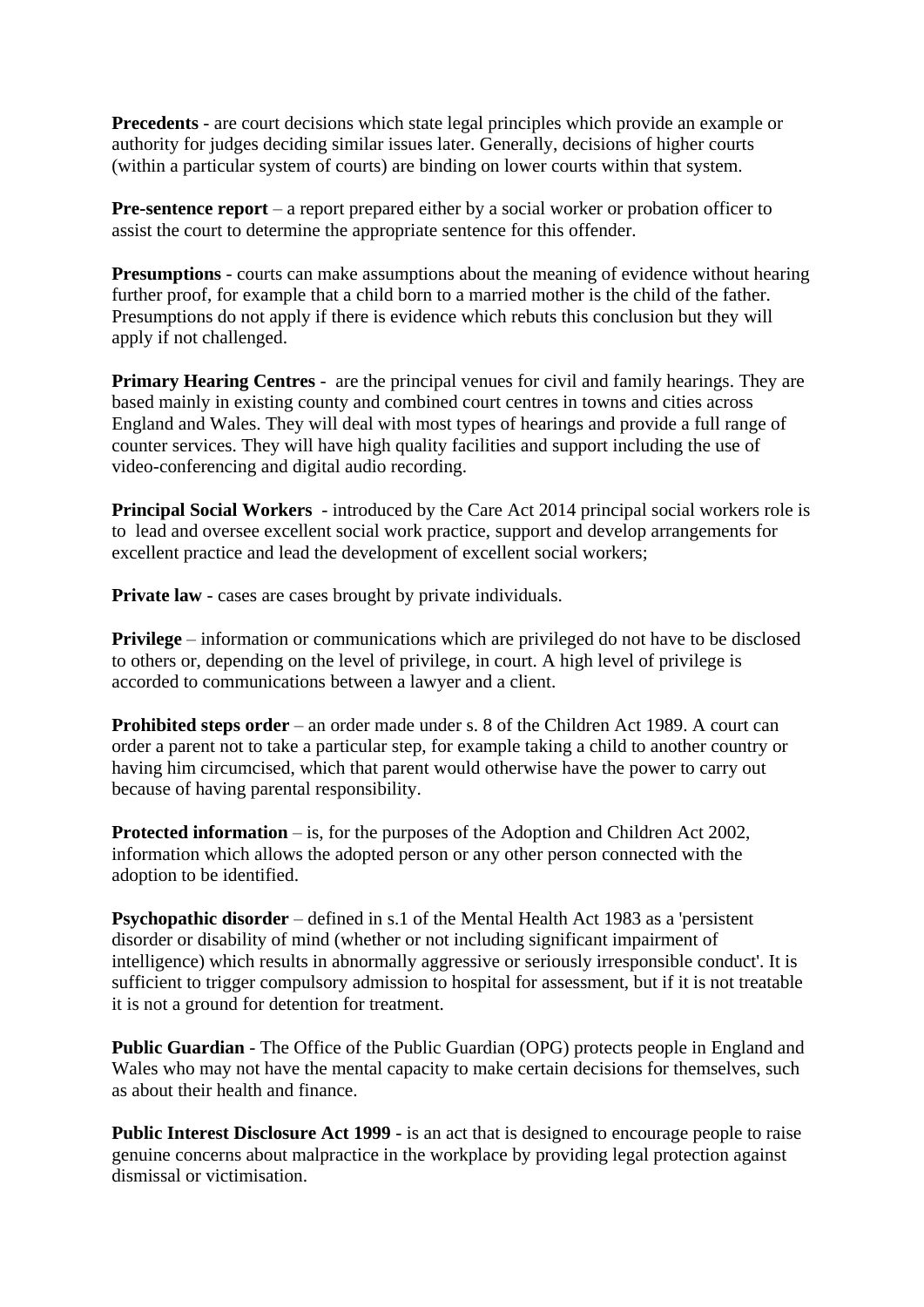**Precedents** - are court decisions which state legal principles which provide an example or authority for judges deciding similar issues later. Generally, decisions of higher courts (within a particular system of courts) are binding on lower courts within that system.

**Pre-sentence report** – a report prepared either by a social worker or probation officer to assist the court to determine the appropriate sentence for this offender.

**Presumptions** - courts can make assumptions about the meaning of evidence without hearing further proof, for example that a child born to a married mother is the child of the father. Presumptions do not apply if there is evidence which rebuts this conclusion but they will apply if not challenged.

**Primary Hearing Centres** - are the principal venues for civil and family hearings. They are based mainly in existing county and combined court centres in towns and cities across England and Wales. They will deal with most types of hearings and provide a full range of counter services. They will have high quality facilities and support including the use of video-conferencing and digital audio recording.

**Principal Social Workers** - introduced by the Care Act 2014 principal social workers role is to lead and oversee excellent social work practice, support and develop arrangements for excellent practice and lead the development of excellent social workers;

**Private law** - cases are cases brought by private individuals.

**Privilege** – information or communications which are privileged do not have to be disclosed to others or, depending on the level of privilege, in court. A high level of privilege is accorded to communications between a lawyer and a client.

**Prohibited steps order** – an order made under s. 8 of the Children Act 1989. A court can order a parent not to take a particular step, for example taking a child to another country or having him circumcised, which that parent would otherwise have the power to carry out because of having parental responsibility.

**Protected information** – is, for the purposes of the Adoption and Children Act 2002, information which allows the adopted person or any other person connected with the adoption to be identified.

**Psychopathic disorder** – defined in s.1 of the Mental Health Act 1983 as a 'persistent disorder or disability of mind (whether or not including significant impairment of intelligence) which results in abnormally aggressive or seriously irresponsible conduct'. It is sufficient to trigger compulsory admission to hospital for assessment, but if it is not treatable it is not a ground for detention for treatment.

**Public Guardian** - The Office of the Public Guardian (OPG) protects people in England and Wales who may not have the mental capacity to make certain decisions for themselves, such as about their health and finance.

**Public Interest Disclosure Act 1999** - is an act that is designed to encourage people to raise genuine concerns about malpractice in the workplace by providing legal protection against dismissal or victimisation.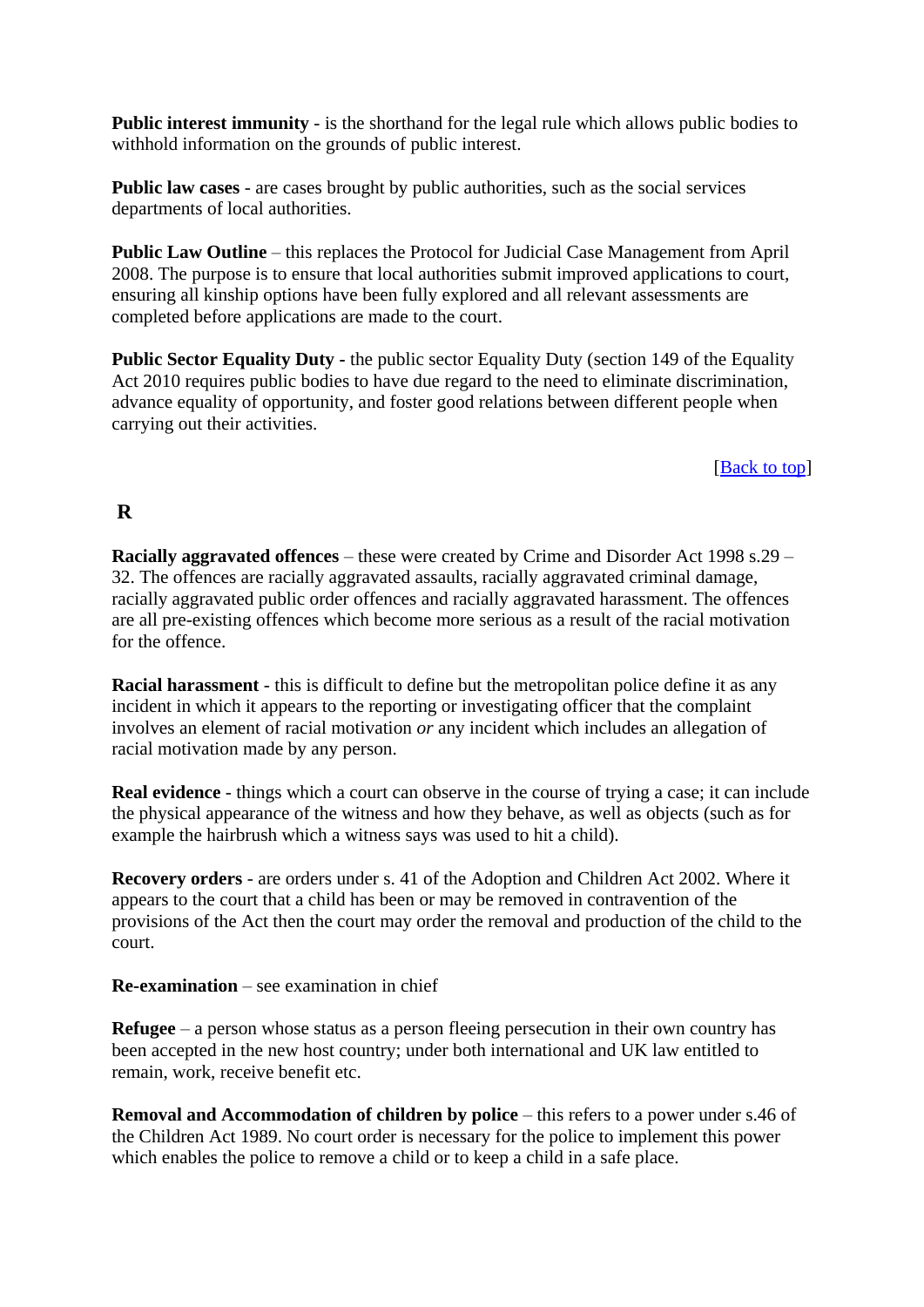**Public interest immunity** - is the shorthand for the legal rule which allows public bodies to withhold information on the grounds of public interest.

**Public law cases** - are cases brought by public authorities, such as the social services departments of local authorities.

**Public Law Outline** – this replaces the Protocol for Judicial Case Management from April 2008. The purpose is to ensure that local authorities submit improved applications to court, ensuring all kinship options have been fully explored and all relevant assessments are completed before applications are made to the court.

**Public Sector Equality Duty -** the public sector Equality Duty (section 149 of the Equality Act 2010 requires public bodies to have due regard to the need to eliminate discrimination, advance equality of opportunity, and foster good relations between different people when carrying out their activities.

[Back to top]

## R

**Racially aggravated offences** – these were created by Crime and Disorder Act 1998 s.29 – 32. The offences are racially aggravated assaults, racially aggravated criminal damage, racially aggravated public order offences and racially aggravated harassment. The offences are all pre-existing offences which become more serious as a result of the racial motivation for the offence.

**Racial harassment** - this is difficult to define but the metropolitan police define it as any incident in which it appears to the reporting or investigating officer that the complaint involves an element of racial motivation *or* any incident which includes an allegation of racial motivation made by any person.

**Real evidence** - things which a court can observe in the course of trying a case; it can include the physical appearance of the witness and how they behave, as well as objects (such as for example the hairbrush which a witness says was used to hit a child).

**Recovery orders** - are orders under s. 41 of the Adoption and Children Act 2002. Where it appears to the court that a child has been or may be removed in contravention of the provisions of the Act then the court may order the removal and production of the child to the court.

**Re-examination** – see examination in chief

**Refugee** – a person whose status as a person fleeing persecution in their own country has been accepted in the new host country; under both international and UK law entitled to remain, work, receive benefit etc.

**Removal and Accommodation of children by police** – this refers to a power under s.46 of the Children Act 1989. No court order is necessary for the police to implement this power which enables the police to remove a child or to keep a child in a safe place.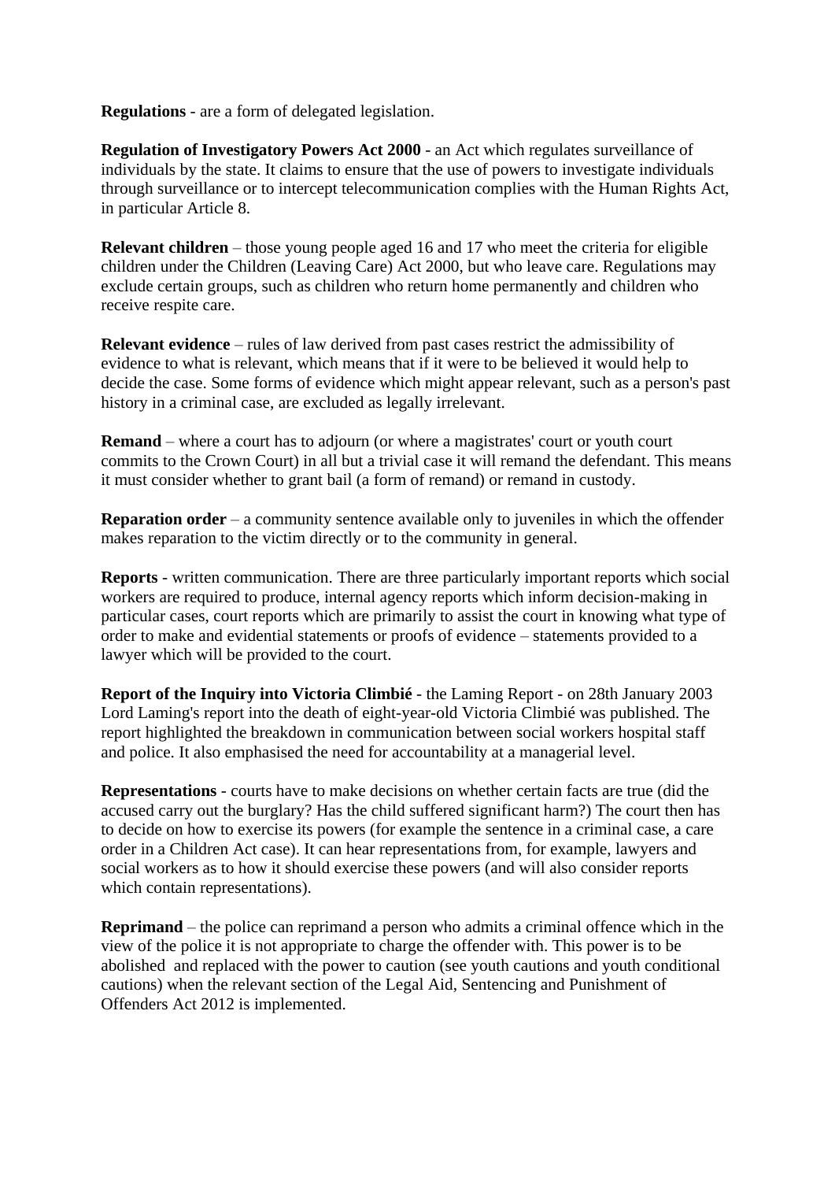**Regulations** - are a form of delegated legislation.

**Regulation of Investigatory Powers Act 2000** - an Act which regulates surveillance of individuals by the state. It claims to ensure that the use of powers to investigate individuals through surveillance or to intercept telecommunication complies with the Human Rights Act, in particular Article 8.

**Relevant children** – those young people aged 16 and 17 who meet the criteria for eligible children under the Children (Leaving Care) Act 2000, but who leave care. Regulations may exclude certain groups, such as children who return home permanently and children who receive respite care.

**Relevant evidence** – rules of law derived from past cases restrict the admissibility of evidence to what is relevant, which means that if it were to be believed it would help to decide the case. Some forms of evidence which might appear relevant, such as a person's past history in a criminal case, are excluded as legally irrelevant.

**Remand** – where a court has to adjourn (or where a magistrates' court or youth court commits to the Crown Court) in all but a trivial case it will remand the defendant. This means it must consider whether to grant bail (a form of remand) or remand in custody.

**Reparation order** – a community sentence available only to juveniles in which the offender makes reparation to the victim directly or to the community in general.

**Reports** - written communication. There are three particularly important reports which social workers are required to produce, internal agency reports which inform decision-making in particular cases, court reports which are primarily to assist the court in knowing what type of order to make and evidential statements or proofs of evidence – statements provided to a lawyer which will be provided to the court.

**Report of the Inquiry into Victoria Climbié** - the Laming Report - on 28th January 2003 Lord Laming's report into the death of eight-year-old Victoria Climbié was published. The report highlighted the breakdown in communication between social workers hospital staff and police. It also emphasised the need for accountability at a managerial level.

**Representations** - courts have to make decisions on whether certain facts are true (did the accused carry out the burglary? Has the child suffered significant harm?) The court then has to decide on how to exercise its powers (for example the sentence in a criminal case, a care order in a Children Act case). It can hear representations from, for example, lawyers and social workers as to how it should exercise these powers (and will also consider reports which contain representations).

**Reprimand** – the police can reprimand a person who admits a criminal offence which in the view of the police it is not appropriate to charge the offender with. This power is to be abolished and replaced with the power to caution (see youth cautions and youth conditional cautions) when the relevant section of the Legal Aid, Sentencing and Punishment of Offenders Act 2012 is implemented.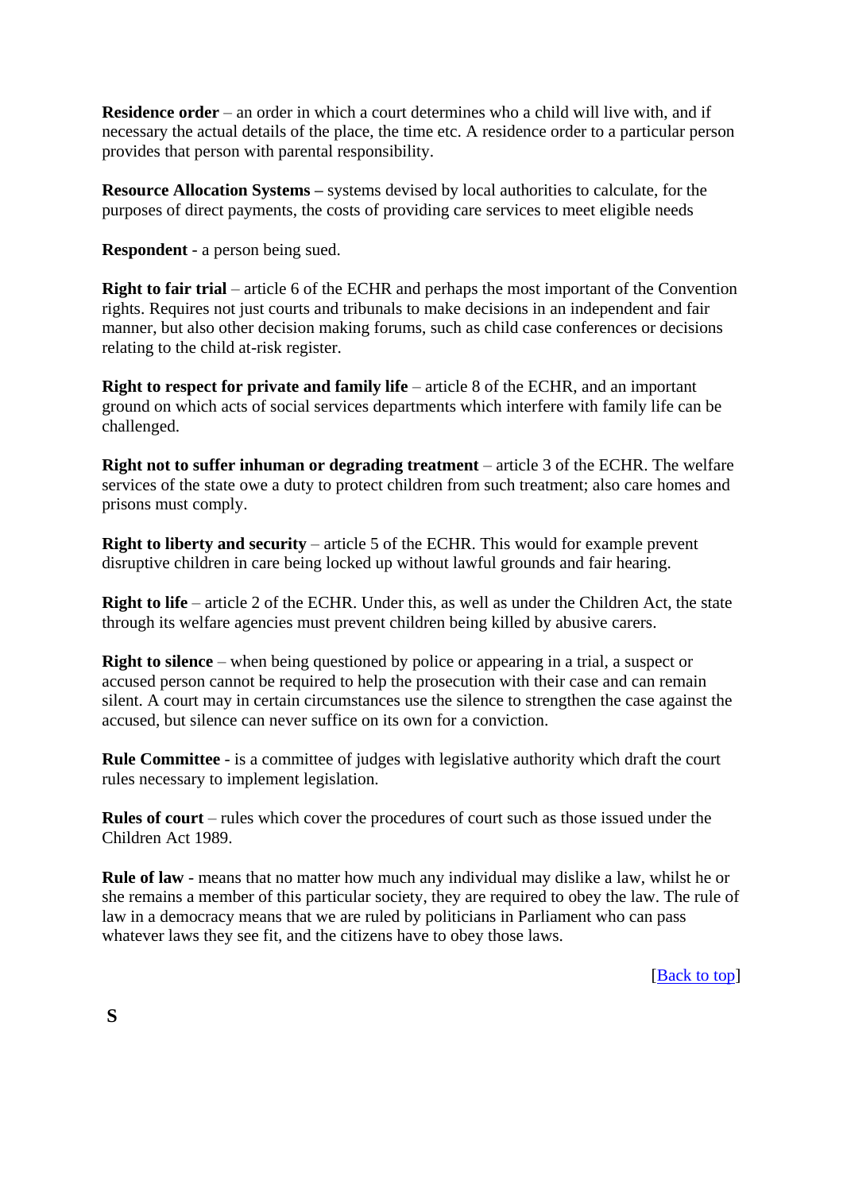**Residence order** – an order in which a court determines who a child will live with, and if necessary the actual details of the place, the time etc. A residence order to a particular person provides that person with parental responsibility.

**Resource Allocation Systems –** systems devised by local authorities to calculate, for the purposes of direct payments, the costs of providing care services to meet eligible needs

**Respondent** - a person being sued.

**Right to fair trial** – article 6 of the ECHR and perhaps the most important of the Convention rights. Requires not just courts and tribunals to make decisions in an independent and fair manner, but also other decision making forums, such as child case conferences or decisions relating to the child at-risk register.

**Right to respect for private and family life** – article 8 of the ECHR, and an important ground on which acts of social services departments which interfere with family life can be challenged.

**Right not to suffer inhuman or degrading treatment** – article 3 of the ECHR. The welfare services of the state owe a duty to protect children from such treatment; also care homes and prisons must comply.

**Right to liberty and security** – article 5 of the ECHR. This would for example prevent disruptive children in care being locked up without lawful grounds and fair hearing.

**Right to life** – article 2 of the ECHR. Under this, as well as under the Children Act, the state through its welfare agencies must prevent children being killed by abusive carers.

**Right to silence** – when being questioned by police or appearing in a trial, a suspect or accused person cannot be required to help the prosecution with their case and can remain silent. A court may in certain circumstances use the silence to strengthen the case against the accused, but silence can never suffice on its own for a conviction.

**Rule Committee** - is a committee of judges with legislative authority which draft the court rules necessary to implement legislation.

**Rules of court** – rules which cover the procedures of court such as those issued under the Children Act 1989.

**Rule of law** - means that no matter how much any individual may dislike a law, whilst he or she remains a member of this particular society, they are required to obey the law. The rule of law in a democracy means that we are ruled by politicians in Parliament who can pass whatever laws they see fit, and the citizens have to obey those laws.

[Back to top]

## S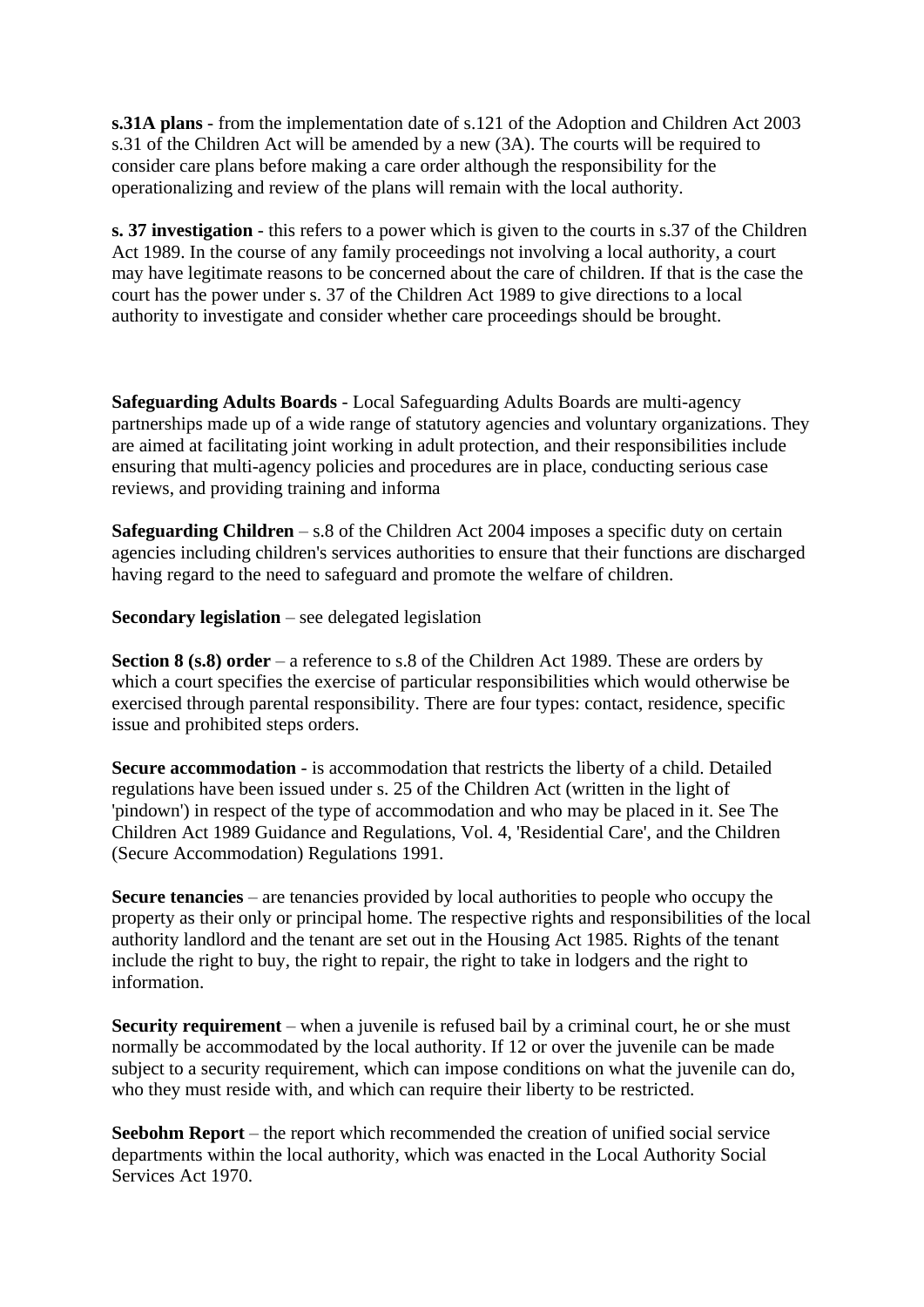**s.31A plans** - from the implementation date of s.121 of the Adoption and Children Act 2003 s.31 of the Children Act will be amended by a new (3A). The courts will be required to consider care plans before making a care order although the responsibility for the operationalizing and review of the plans will remain with the local authority.

**s. 37 investigation** - this refers to a power which is given to the courts in s.37 of the Children Act 1989. In the course of any family proceedings not involving a local authority, a court may have legitimate reasons to be concerned about the care of children. If that is the case the court has the power under s. 37 of the Children Act 1989 to give directions to a local authority to investigate and consider whether care proceedings should be brought.

**Safeguarding Adults Boards** - Local Safeguarding Adults Boards are multi-agency partnerships made up of a wide range of statutory agencies and voluntary organizations. They are aimed at facilitating joint working in adult protection, and their responsibilities include ensuring that multi-agency policies and procedures are in place, conducting serious case reviews, and providing training and informa

**Safeguarding Children** – s.8 of the Children Act 2004 imposes a specific duty on certain agencies including children's services authorities to ensure that their functions are discharged having regard to the need to safeguard and promote the welfare of children.

**Secondary legislation** – see delegated legislation

**Section 8 (s.8) order** – a reference to s.8 of the Children Act 1989. These are orders by which a court specifies the exercise of particular responsibilities which would otherwise be exercised through parental responsibility. There are four types: contact, residence, specific issue and prohibited steps orders.

**Secure accommodation** - is accommodation that restricts the liberty of a child. Detailed regulations have been issued under s. 25 of the Children Act (written in the light of 'pindown') in respect of the type of accommodation and who may be placed in it. See The Children Act 1989 Guidance and Regulations, Vol. 4, 'Residential Care', and the Children (Secure Accommodation) Regulations 1991.

**Secure tenancies** – are tenancies provided by local authorities to people who occupy the property as their only or principal home. The respective rights and responsibilities of the local authority landlord and the tenant are set out in the Housing Act 1985. Rights of the tenant include the right to buy, the right to repair, the right to take in lodgers and the right to information.

**Security requirement** – when a juvenile is refused bail by a criminal court, he or she must normally be accommodated by the local authority. If 12 or over the juvenile can be made subject to a security requirement, which can impose conditions on what the juvenile can do, who they must reside with, and which can require their liberty to be restricted.

**Seebohm Report** – the report which recommended the creation of unified social service departments within the local authority, which was enacted in the Local Authority Social Services Act 1970.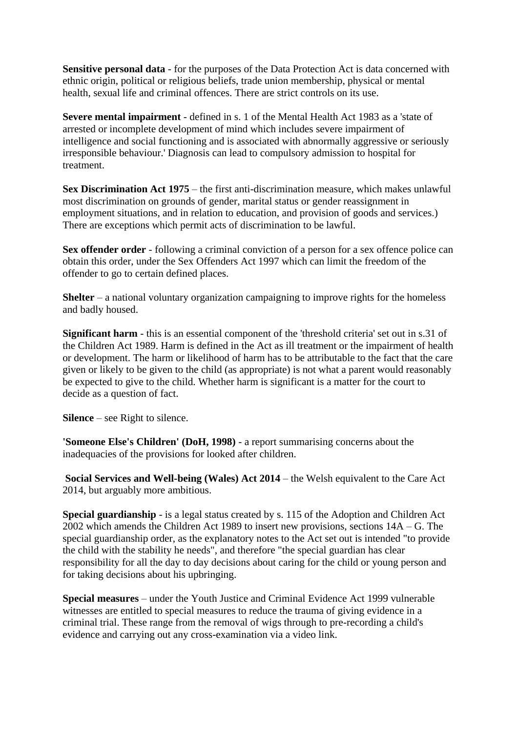**Sensitive personal data** - for the purposes of the Data Protection Act is data concerned with ethnic origin, political or religious beliefs, trade union membership, physical or mental health, sexual life and criminal offences. There are strict controls on its use.

**Severe mental impairment** - defined in s. 1 of the Mental Health Act 1983 as a 'state of arrested or incomplete development of mind which includes severe impairment of intelligence and social functioning and is associated with abnormally aggressive or seriously irresponsible behaviour.' Diagnosis can lead to compulsory admission to hospital for treatment.

**Sex Discrimination Act 1975** – the first anti-discrimination measure, which makes unlawful most discrimination on grounds of gender, marital status or gender reassignment in employment situations, and in relation to education, and provision of goods and services.) There are exceptions which permit acts of discrimination to be lawful.

**Sex offender order** - following a criminal conviction of a person for a sex offence police can obtain this order, under the Sex Offenders Act 1997 which can limit the freedom of the offender to go to certain defined places.

**Shelter** – a national voluntary organization campaigning to improve rights for the homeless and badly housed.

**Significant harm** - this is an essential component of the 'threshold criteria' set out in s.31 of the Children Act 1989. Harm is defined in the Act as ill treatment or the impairment of health or development. The harm or likelihood of harm has to be attributable to the fact that the care given or likely to be given to the child (as appropriate) is not what a parent would reasonably be expected to give to the child. Whether harm is significant is a matter for the court to decide as a question of fact.

**Silence** – see Right to silence.

**'Someone Else's Children' (DoH, 1998)** - a report summarising concerns about the inadequacies of the provisions for looked after children.

**Social Services and Well-being (Wales) Act 2014** – the Welsh equivalent to the Care Act 2014, but arguably more ambitious.

**Special guardianship** - is a legal status created by s. 115 of the Adoption and Children Act 2002 which amends the Children Act 1989 to insert new provisions, sections 14A – G. The special guardianship order, as the explanatory notes to the Act set out is intended "to provide the child with the stability he needs", and therefore "the special guardian has clear responsibility for all the day to day decisions about caring for the child or young person and for taking decisions about his upbringing.

**Special measures** – under the Youth Justice and Criminal Evidence Act 1999 vulnerable witnesses are entitled to special measures to reduce the trauma of giving evidence in a criminal trial. These range from the removal of wigs through to pre-recording a child's evidence and carrying out any cross-examination via a video link.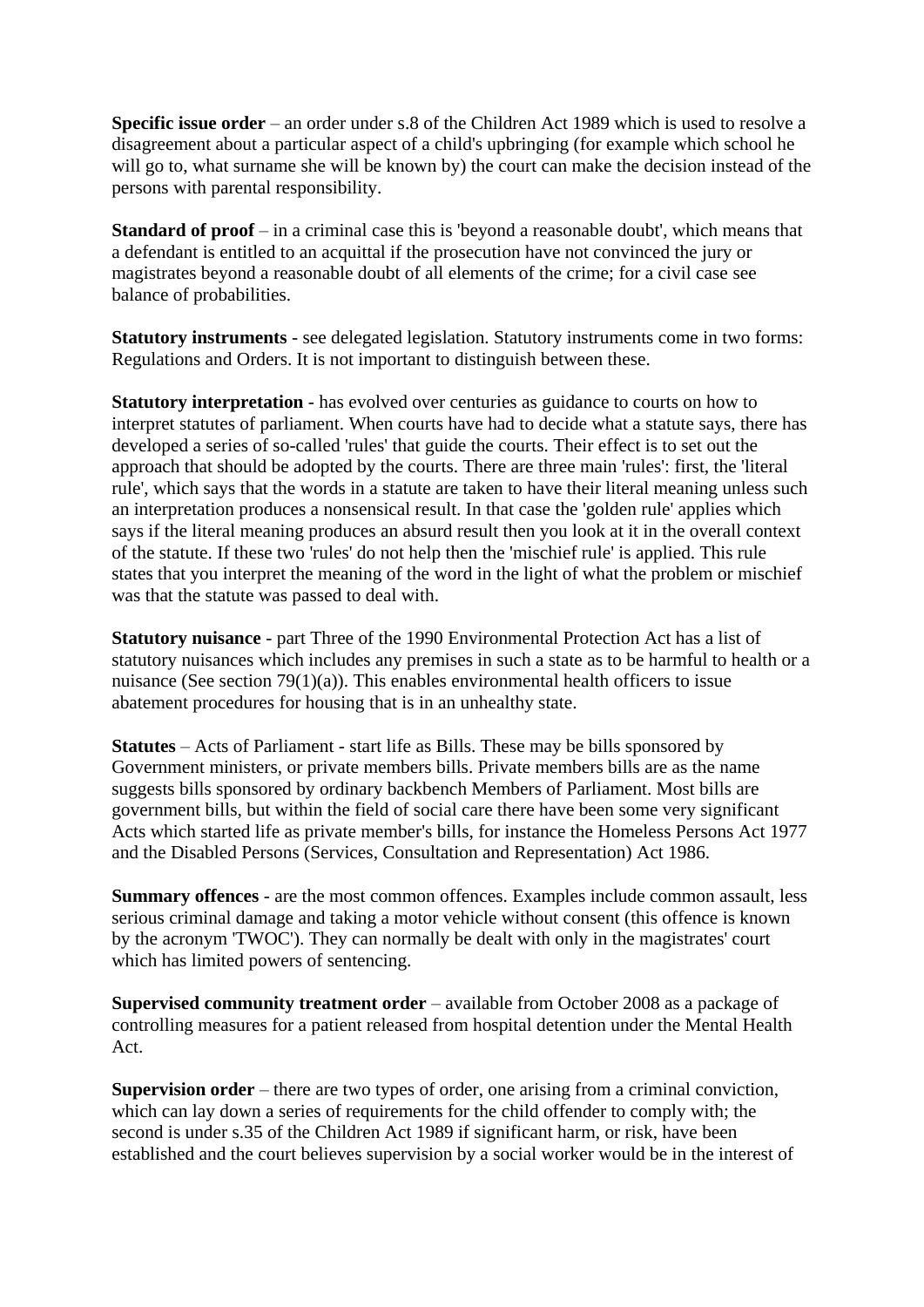**Specific issue order** – an order under s.8 of the Children Act 1989 which is used to resolve a disagreement about a particular aspect of a child's upbringing (for example which school he will go to, what surname she will be known by) the court can make the decision instead of the persons with parental responsibility.

**Standard of proof** – in a criminal case this is 'beyond a reasonable doubt', which means that a defendant is entitled to an acquittal if the prosecution have not convinced the jury or magistrates beyond a reasonable doubt of all elements of the crime; for a civil case see balance of probabilities.

**Statutory instruments** - see delegated legislation. Statutory instruments come in two forms: Regulations and Orders. It is not important to distinguish between these.

**Statutory interpretation** - has evolved over centuries as guidance to courts on how to interpret statutes of parliament. When courts have had to decide what a statute says, there has developed a series of so-called 'rules' that guide the courts. Their effect is to set out the approach that should be adopted by the courts. There are three main 'rules': first, the 'literal rule', which says that the words in a statute are taken to have their literal meaning unless such an interpretation produces a nonsensical result. In that case the 'golden rule' applies which says if the literal meaning produces an absurd result then you look at it in the overall context of the statute. If these two 'rules' do not help then the 'mischief rule' is applied. This rule states that you interpret the meaning of the word in the light of what the problem or mischief was that the statute was passed to deal with.

**Statutory nuisance** - part Three of the 1990 Environmental Protection Act has a list of statutory nuisances which includes any premises in such a state as to be harmful to health or a nuisance (See section 79(1)(a)). This enables environmental health officers to issue abatement procedures for housing that is in an unhealthy state.

**Statutes** – Acts of Parliament - start life as Bills. These may be bills sponsored by Government ministers, or private members bills. Private members bills are as the name suggests bills sponsored by ordinary backbench Members of Parliament. Most bills are government bills, but within the field of social care there have been some very significant Acts which started life as private member's bills, for instance the Homeless Persons Act 1977 and the Disabled Persons (Services, Consultation and Representation) Act 1986.

**Summary offences** - are the most common offences. Examples include common assault, less serious criminal damage and taking a motor vehicle without consent (this offence is known by the acronym 'TWOC'). They can normally be dealt with only in the magistrates' court which has limited powers of sentencing.

**Supervised community treatment order** – available from October 2008 as a package of controlling measures for a patient released from hospital detention under the Mental Health Act.

**Supervision order** – there are two types of order, one arising from a criminal conviction, which can lay down a series of requirements for the child offender to comply with; the second is under s.35 of the Children Act 1989 if significant harm, or risk, have been established and the court believes supervision by a social worker would be in the interest of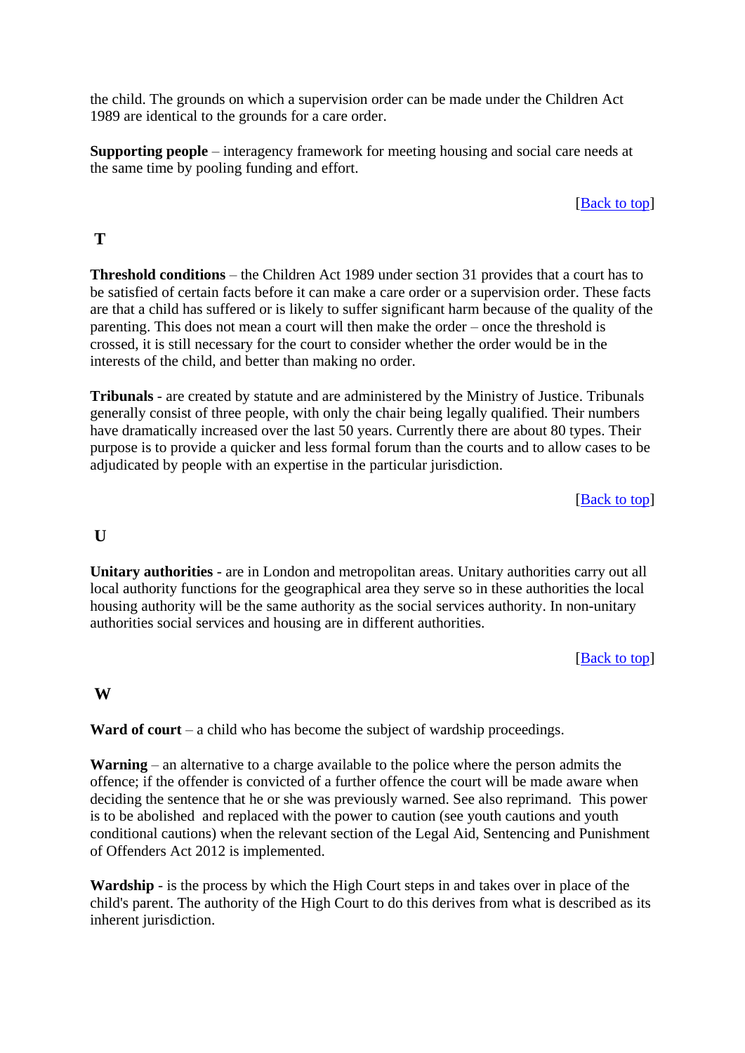the child. The grounds on which a supervision order can be made under the Children Act 1989 are identical to the grounds for a care order.

**Supporting people** – interagency framework for meeting housing and social care needs at the same time by pooling funding and effort.

[Back to top]

## T

**Threshold conditions** – the Children Act 1989 under section 31 provides that a court has to be satisfied of certain facts before it can make a care order or a supervision order. These facts are that a child has suffered or is likely to suffer significant harm because of the quality of the parenting. This does not mean a court will then make the order – once the threshold is crossed, it is still necessary for the court to consider whether the order would be in the interests of the child, and better than making no order.

**Tribunals** - are created by statute and are administered by the Ministry of Justice. Tribunals generally consist of three people, with only the chair being legally qualified. Their numbers have dramatically increased over the last 50 years. Currently there are about 80 types. Their purpose is to provide a quicker and less formal forum than the courts and to allow cases to be adjudicated by people with an expertise in the particular jurisdiction.

[Back to top]

## U

**Unitary authorities** - are in London and metropolitan areas. Unitary authorities carry out all local authority functions for the geographical area they serve so in these authorities the local housing authority will be the same authority as the social services authority. In non-unitary authorities social services and housing are in different authorities.

[Back to top]

## W

**Ward of court** – a child who has become the subject of wardship proceedings.

**Warning** – an alternative to a charge available to the police where the person admits the offence; if the offender is convicted of a further offence the court will be made aware when deciding the sentence that he or she was previously warned. See also reprimand. This power is to be abolished and replaced with the power to caution (see youth cautions and youth conditional cautions) when the relevant section of the Legal Aid, Sentencing and Punishment of Offenders Act 2012 is implemented.

**Wardship** - is the process by which the High Court steps in and takes over in place of the child's parent. The authority of the High Court to do this derives from what is described as its inherent jurisdiction.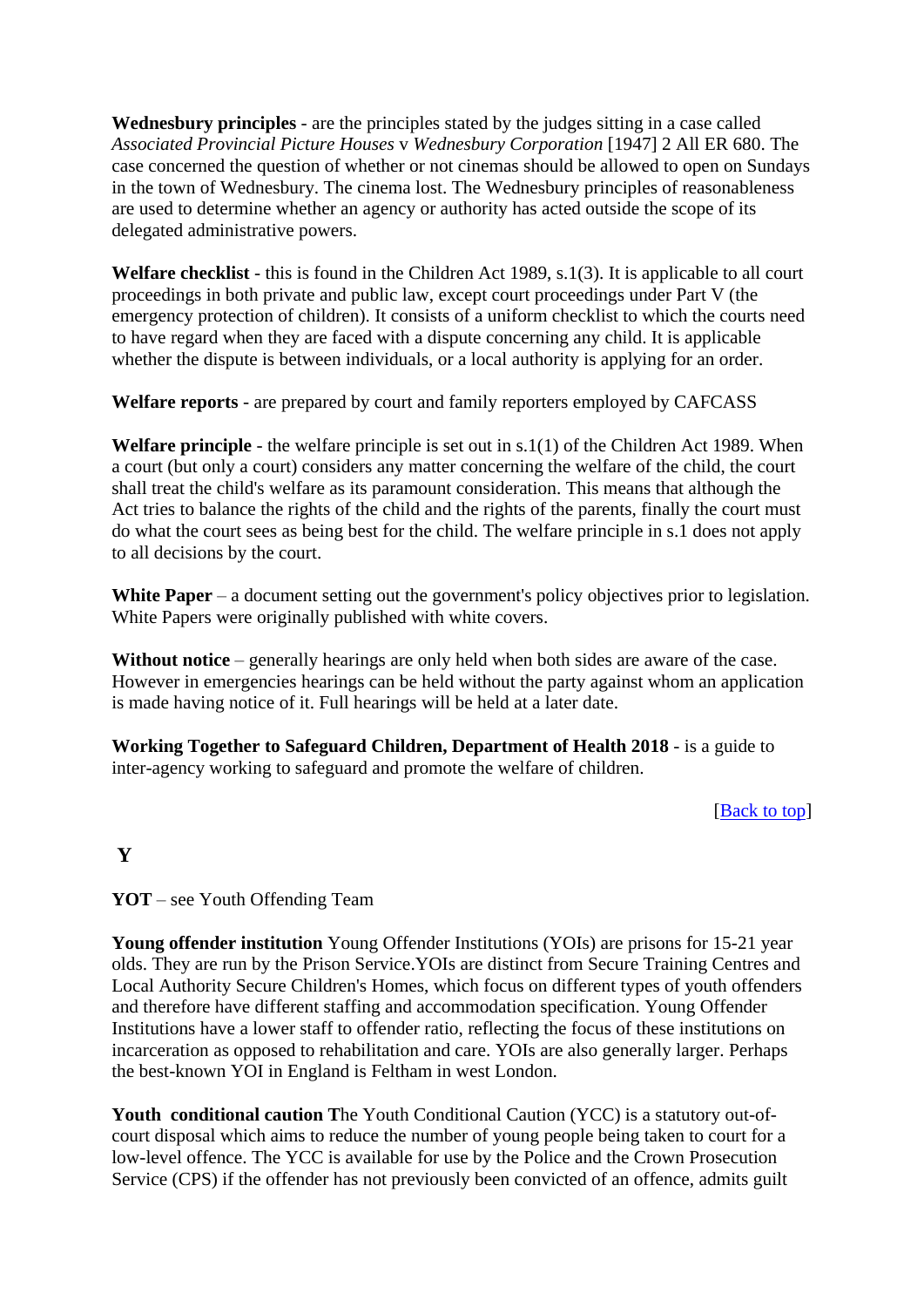**Wednesbury principles** - are the principles stated by the judges sitting in a case called *Associated Provincial Picture Houses* v *Wednesbury Corporation* [1947] 2 All ER 680. The case concerned the question of whether or not cinemas should be allowed to open on Sundays in the town of Wednesbury. The cinema lost. The Wednesbury principles of reasonableness are used to determine whether an agency or authority has acted outside the scope of its delegated administrative powers.

**Welfare checklist** - this is found in the Children Act 1989, s.1(3). It is applicable to all court proceedings in both private and public law, except court proceedings under Part V (the emergency protection of children). It consists of a uniform checklist to which the courts need to have regard when they are faced with a dispute concerning any child. It is applicable whether the dispute is between individuals, or a local authority is applying for an order.

**Welfare reports** - are prepared by court and family reporters employed by CAFCASS

**Welfare principle** - the welfare principle is set out in s.1(1) of the Children Act 1989. When a court (but only a court) considers any matter concerning the welfare of the child, the court shall treat the child's welfare as its paramount consideration. This means that although the Act tries to balance the rights of the child and the rights of the parents, finally the court must do what the court sees as being best for the child. The welfare principle in s.1 does not apply to all decisions by the court.

**White Paper** – a document setting out the government's policy objectives prior to legislation. White Papers were originally published with white covers.

**Without notice** – generally hearings are only held when both sides are aware of the case. However in emergencies hearings can be held without the party against whom an application is made having notice of it. Full hearings will be held at a later date.

**Working Together to Safeguard Children, Department of Health 2018** - is a guide to inter-agency working to safeguard and promote the welfare of children.

[Back to top]

## Y

**YOT** – see Youth Offending Team

**Young offender institution** Young Offender Institutions (YOIs) are prisons for 15-21 year olds. They are run by the Prison Service.YOIs are distinct from Secure Training Centres and Local Authority Secure Children's Homes, which focus on different types of youth offenders and therefore have different staffing and accommodation specification. Young Offender Institutions have a lower staff to offender ratio, reflecting the focus of these institutions on incarceration as opposed to rehabilitation and care. YOIs are also generally larger. Perhaps the best-known YOI in England is Feltham in west London.

**Youth conditional caution T**he Youth Conditional Caution (YCC) is a statutory out-of-court disposal which aims to reduce the number of young people being taken to court for a low-level offence. The YCC is available for use by the Police and the Crown Prosecution Service (CPS) if the offender has not previously been convicted of an offence, admits guilt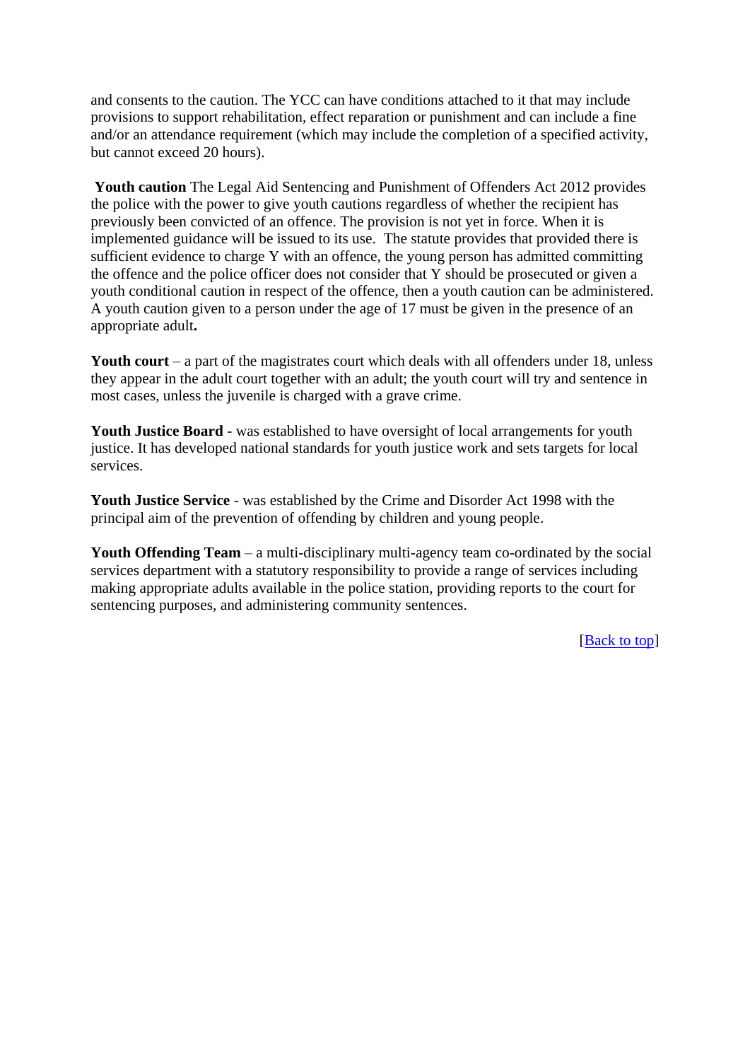and consents to the caution. The YCC can have conditions attached to it that may include provisions to support rehabilitation, effect reparation or punishment and can include a fine and/or an attendance requirement (which may include the completion of a specified activity, but cannot exceed 20 hours).

**Youth caution** The Legal Aid Sentencing and Punishment of Offenders Act 2012 provides the police with the power to give youth cautions regardless of whether the recipient has previously been convicted of an offence. The provision is not yet in force. When it is implemented guidance will be issued to its use. The statute provides that provided there is sufficient evidence to charge Y with an offence, the young person has admitted committing the offence and the police officer does not consider that Y should be prosecuted or given a youth conditional caution in respect of the offence, then a youth caution can be administered. A youth caution given to a person under the age of 17 must be given in the presence of an appropriate adult**.**

**Youth court** – a part of the magistrates court which deals with all offenders under 18, unless they appear in the adult court together with an adult; the youth court will try and sentence in most cases, unless the juvenile is charged with a grave crime.

**Youth Justice Board** - was established to have oversight of local arrangements for youth justice. It has developed national standards for youth justice work and sets targets for local services.

**Youth Justice Service** - was established by the Crime and Disorder Act 1998 with the principal aim of the prevention of offending by children and young people.

**Youth Offending Team** – a multi-disciplinary multi-agency team co-ordinated by the social services department with a statutory responsibility to provide a range of services including making appropriate adults available in the police station, providing reports to the court for sentencing purposes, and administering community sentences.

[Back to top]